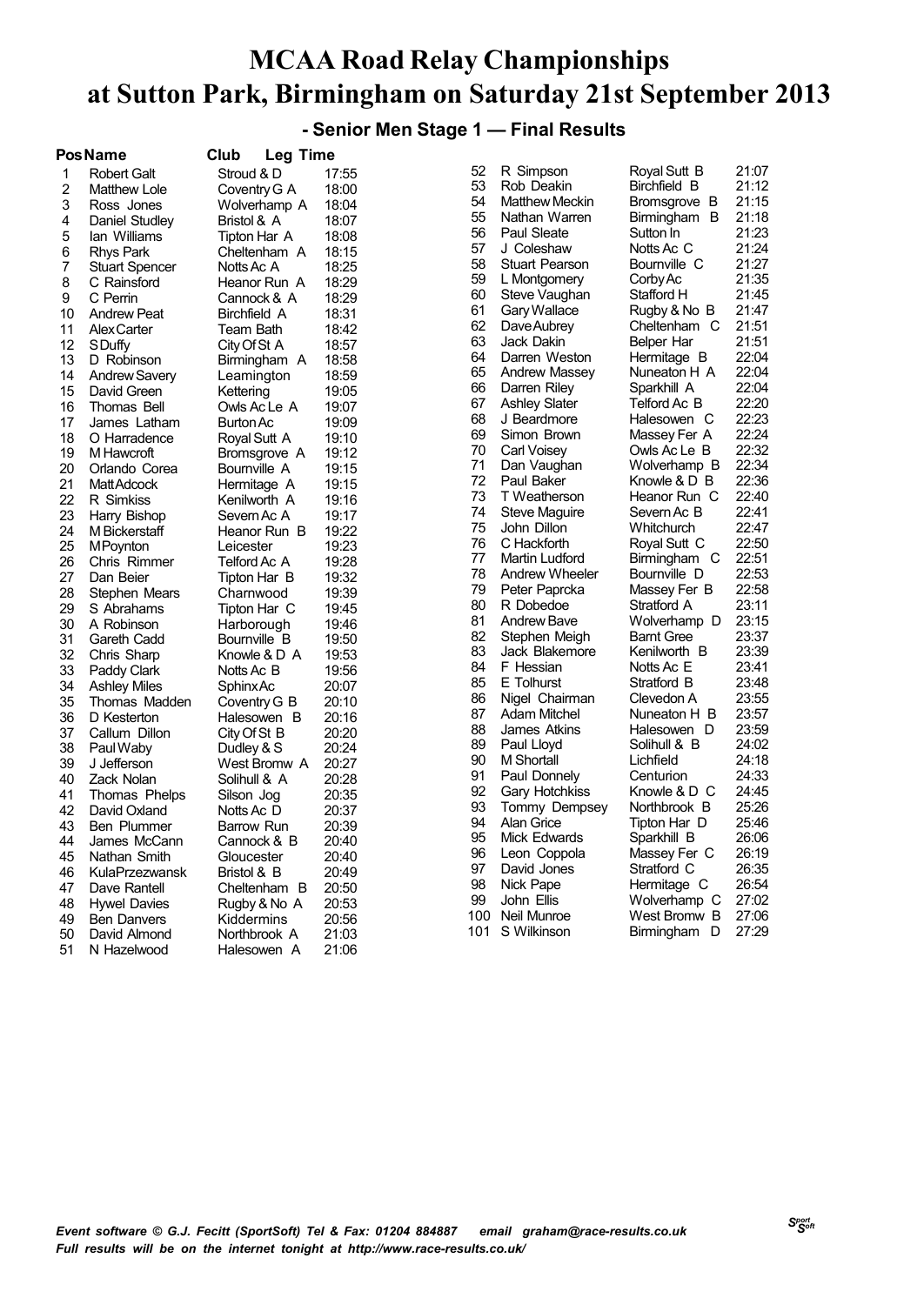# MCAA Road Relay Championships at Sutton Park, Birmingham on Saturday 21st September 2013

## - Senior Men Stage 1 — Final Results

| Pos | Name | Club | Leg Time |
|---|---|---|---|
| 1 | Robert Galt | Stroud & D | 17:55 |
| 2 | Matthew Lole | Coventry G A | 18:00 |
| 3 | Ross Jones | Wolverhamp A | 18:04 |
| 4 | Daniel Studley | Bristol & A | 18:07 |
| 5 | Ian Williams | Tipton Har A | 18:08 |
| 6 | Rhys Park | Cheltenham A | 18:15 |
| 7 | Stuart Spencer | Notts Ac A | 18:25 |
| 8 | C Rainsford | Heanor Run A | 18:29 |
| 9 | C Perrin | Cannock & A | 18:29 |
| 10 | Andrew Peat | Birchfield A | 18:31 |
| 11 | Alex Carter | Team Bath | 18:42 |
| 12 | S Duffy | City Of St A | 18:57 |
| 13 | D Robinson | Birmingham A | 18:58 |
| 14 | Andrew Savery | Leamington | 18:59 |
| 15 | David Green | Kettering | 19:05 |
| 16 | Thomas Bell | Owls Ac Le A | 19:07 |
| 17 | James Latham | Burton Ac | 19:09 |
| 18 | O Harradence | Royal Sutt A | 19:10 |
| 19 | M Hawcroft | Bromsgrove A | 19:12 |
| 20 | Orlando Corea | Bournville A | 19:15 |
| 21 | Matt Adcock | Hermitage A | 19:15 |
| 22 | R Simkiss | Kenilworth A | 19:16 |
| 23 | Harry Bishop | Severn Ac A | 19:17 |
| 24 | M Bickerstaff | Heanor Run B | 19:22 |
| 25 | M Poynton | Leicester | 19:23 |
| 26 | Chris Rimmer | Telford Ac A | 19:28 |
| 27 | Dan Beier | Tipton Har B | 19:32 |
| 28 | Stephen Mears | Charnwood | 19:39 |
| 29 | S Abrahams | Tipton Har C | 19:45 |
| 30 | A Robinson | Harborough | 19:46 |
| 31 | Gareth Cadd | Bournville B | 19:50 |
| 32 | Chris Sharp | Knowle & D A | 19:53 |
| 33 | Paddy Clark | Notts Ac B | 19:56 |
| 34 | Ashley Miles | Sphinx Ac | 20:07 |
| 35 | Thomas Madden | Coventry G B | 20:10 |
| 36 | D Kesterton | Halesowen B | 20:16 |
| 37 | Callum Dillon | City Of St B | 20:20 |
| 38 | Paul Waby | Dudley & S | 20:24 |
| 39 | J Jefferson | West Bromw A | 20:27 |
| 40 | Zack Nolan | Solihull & A | 20:28 |
| 41 | Thomas Phelps | Silson Jog | 20:35 |
| 42 | David Oxland | Notts Ac D | 20:37 |
| 43 | Ben Plummer | Barrow Run | 20:39 |
| 44 | James McCann | Cannock & B | 20:40 |
| 45 | Nathan Smith | Gloucester | 20:40 |
| 46 | KulaPrzezwansk | Bristol & B | 20:49 |
| 47 | Dave Rantell | Cheltenham B | 20:50 |
| 48 | Hywel Davies | Rugby & No A | 20:53 |
| 49 | Ben Danvers | Kiddermins | 20:56 |
| 50 | David Almond | Northbrook A | 21:03 |
| 51 | N Hazelwood | Halesowen A | 21:06 |
| 52 | R Simpson | Royal Sutt B | 21:07 |
| 53 | Rob Deakin | Birchfield B | 21:12 |
| 54 | Matthew Meckin | Bromsgrove B | 21:15 |
| 55 | Nathan Warren | Birmingham B | 21:18 |
| 56 | Paul Sleate | Sutton In | 21:23 |
| 57 | J Coleshaw | Notts Ac C | 21:24 |
| 58 | Stuart Pearson | Bournville C | 21:27 |
| 59 | L Montgomery | Corby Ac | 21:35 |
| 60 | Steve Vaughan | Stafford H | 21:45 |
| 61 | Gary Wallace | Rugby & No B | 21:47 |
| 62 | Dave Aubrey | Cheltenham C | 21:51 |
| 63 | Jack Dakin | Belper Har | 21:51 |
| 64 | Darren Weston | Hermitage B | 22:04 |
| 65 | Andrew Massey | Nuneaton H A | 22:04 |
| 66 | Darren Riley | Sparkhill A | 22:04 |
| 67 | Ashley Slater | Telford Ac B | 22:20 |
| 68 | J Beardmore | Halesowen C | 22:23 |
| 69 | Simon Brown | Massey Fer A | 22:24 |
| 70 | Carl Voisey | Owls Ac Le B | 22:32 |
| 71 | Dan Vaughan | Wolverhamp B | 22:34 |
| 72 | Paul Baker | Knowle & D B | 22:36 |
| 73 | T Weatherson | Heanor Run C | 22:40 |
| 74 | Steve Maguire | Severn Ac B | 22:41 |
| 75 | John Dillon | Whitchurch | 22:47 |
| 76 | C Hackforth | Royal Sutt C | 22:50 |
| 77 | Martin Ludford | Birmingham C | 22:51 |
| 78 | Andrew Wheeler | Bournville D | 22:53 |
| 79 | Peter Paprcka | Massey Fer B | 22:58 |
| 80 | R Dobedoe | Stratford A | 23:11 |
| 81 | Andrew Bave | Wolverhamp D | 23:15 |
| 82 | Stephen Meigh | Barnt Gree | 23:37 |
| 83 | Jack Blakemore | Kenilworth B | 23:39 |
| 84 | F Hessian | Notts Ac E | 23:41 |
| 85 | E Tolhurst | Stratford B | 23:48 |
| 86 | Nigel Chairman | Clevedon A | 23:55 |
| 87 | Adam Mitchel | Nuneaton H B | 23:57 |
| 88 | James Atkins | Halesowen D | 23:59 |
| 89 | Paul Lloyd | Solihull & B | 24:02 |
| 90 | M Shortall | Lichfield | 24:18 |
| 91 | Paul Donnely | Centurion | 24:33 |
| 92 | Gary Hotchkiss | Knowle & D C | 24:45 |
| 93 | Tommy Dempsey | Northbrook B | 25:26 |
| 94 | Alan Grice | Tipton Har D | 25:46 |
| 95 | Mick Edwards | Sparkhill B | 26:06 |
| 96 | Leon Coppola | Massey Fer C | 26:19 |
| 97 | David Jones | Stratford C | 26:35 |
| 98 | Nick Pape | Hermitage C | 26:54 |
| 99 | John Ellis | Wolverhamp C | 27:02 |
| 100 | Neil Munroe | West Bromw B | 27:06 |
| 101 | S Wilkinson | Birmingham D | 27:29 |

*Event software © G.J. Fecitt (SportSoft) Tel & Fax: 01204 884887 email graham@race-results.co.uk*
*Full results will be on the internet tonight at http://www.race-results.co.uk/*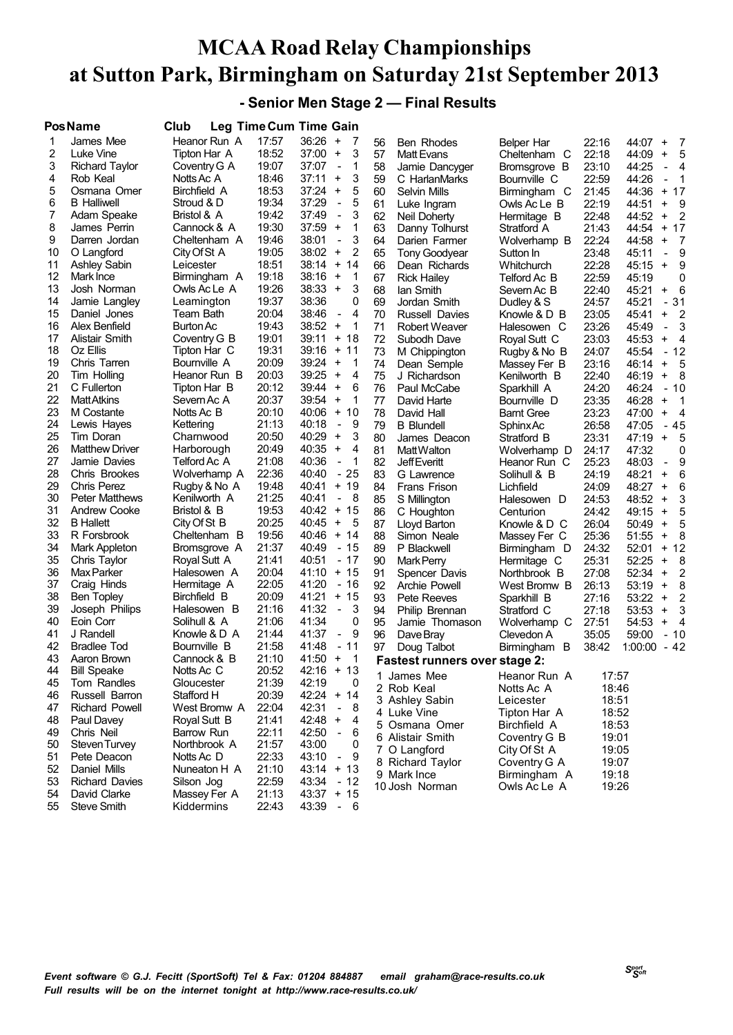# MCAA Road Relay Championships at Sutton Park, Birmingham on Saturday 21st September 2013

## - Senior Men Stage 2 — Final Results

| Pos | Name | Club | Leg Time | Cum Time | Gain |
|---|---|---|---|---|---|
| 1 | James Mee | Heanor Run A | 17:57 | 36:26 | + 7 |
| 2 | Luke Vine | Tipton Har A | 18:52 | 37:00 | + 3 |
| 3 | Richard Taylor | Coventry G A | 19:07 | 37:07 | - 1 |
| 4 | Rob Keal | Notts Ac A | 18:46 | 37:11 | + 3 |
| 5 | Osmana Omer | Birchfield A | 18:53 | 37:24 | + 5 |
| 6 | B Halliwell | Stroud & D | 19:34 | 37:29 | - 5 |
| 7 | Adam Speake | Bristol & A | 19:42 | 37:49 | - 3 |
| 8 | James Perrin | Cannock & A | 19:30 | 37:59 | + 1 |
| 9 | Darren Jordan | Cheltenham A | 19:46 | 38:01 | - 3 |
| 10 | O Langford | City Of St A | 19:05 | 38:02 | + 2 |
| 11 | Ashley Sabin | Leicester | 18:51 | 38:14 | + 14 |
| 12 | Mark Ince | Birmingham A | 19:18 | 38:16 | + 1 |
| 13 | Josh Norman | Owls Ac Le A | 19:26 | 38:33 | + 3 |
| 14 | Jamie Langley | Leamington | 19:37 | 38:36 | 0 |
| 15 | Daniel Jones | Team Bath | 20:04 | 38:46 | - 4 |
| 16 | Alex Benfield | Burton Ac | 19:43 | 38:52 | + 1 |
| 17 | Alistair Smith | Coventry G B | 19:01 | 39:11 | + 18 |
| 18 | Oz Ellis | Tipton Har C | 19:31 | 39:16 | + 11 |
| 19 | Chris Tarren | Bournville A | 20:09 | 39:24 | + 1 |
| 20 | Tim Holling | Heanor Run B | 20:03 | 39:25 | + 4 |
| 21 | C Fullerton | Tipton Har B | 20:12 | 39:44 | + 6 |
| 22 | Matt Atkins | Severn Ac A | 20:37 | 39:54 | + 1 |
| 23 | M Costante | Notts Ac B | 20:10 | 40:06 | + 10 |
| 24 | Lewis Hayes | Kettering | 21:13 | 40:18 | - 9 |
| 25 | Tim Doran | Charnwood | 20:50 | 40:29 | + 3 |
| 26 | Matthew Driver | Harborough | 20:49 | 40:35 | + 4 |
| 27 | Jamie Davies | Telford Ac A | 21:08 | 40:36 | - 1 |
| 28 | Chris Brookes | Wolverhamp A | 22:36 | 40:40 | - 25 |
| 29 | Chris Perez | Rugby & No A | 19:48 | 40:41 | + 19 |
| 30 | Peter Matthews | Kenilworth A | 21:25 | 40:41 | - 8 |
| 31 | Andrew Cooke | Bristol & B | 19:53 | 40:42 | + 15 |
| 32 | B Hallett | City Of St B | 20:25 | 40:45 | + 5 |
| 33 | R Forsbrook | Cheltenham B | 19:56 | 40:46 | + 14 |
| 34 | Mark Appleton | Bromsgrove A | 21:37 | 40:49 | - 15 |
| 35 | Chris Taylor | Royal Sutt A | 21:41 | 40:51 | - 17 |
| 36 | Max Parker | Halesowen A | 20:04 | 41:10 | + 15 |
| 37 | Craig Hinds | Hermitage A | 22:05 | 41:20 | - 16 |
| 38 | Ben Topley | Birchfield B | 20:09 | 41:21 | + 15 |
| 39 | Joseph Philips | Halesowen B | 21:16 | 41:32 | - 3 |
| 40 | Eoin Corr | Solihull & A | 21:06 | 41:34 | 0 |
| 41 | J Randell | Knowle & D A | 21:44 | 41:37 | - 9 |
| 42 | Bradlee Tod | Bournville B | 21:58 | 41:48 | - 11 |
| 43 | Aaron Brown | Cannock & B | 21:10 | 41:50 | + 1 |
| 44 | Bill Speake | Notts Ac C | 20:52 | 42:16 | + 13 |
| 45 | Tom Randles | Gloucester | 21:39 | 42:19 | 0 |
| 46 | Russell Barron | Stafford H | 20:39 | 42:24 | + 14 |
| 47 | Richard Powell | West Bromw A | 22:04 | 42:31 | - 8 |
| 48 | Paul Davey | Royal Sutt B | 21:41 | 42:48 | + 4 |
| 49 | Chris Neil | Barrow Run | 22:11 | 42:50 | - 6 |
| 50 | Steven Turvey | Northbrook A | 21:57 | 43:00 | 0 |
| 51 | Pete Deacon | Notts Ac D | 22:33 | 43:10 | - 9 |
| 52 | Daniel Mills | Nuneaton H A | 21:10 | 43:14 | + 13 |
| 53 | Richard Davies | Silson Jog | 22:59 | 43:34 | - 12 |
| 54 | David Clarke | Massey Fer A | 21:13 | 43:37 | + 15 |
| 55 | Steve Smith | Kiddermins | 22:43 | 43:39 | - 6 |
| 56 | Ben Rhodes | Belper Har | 22:16 | 44:07 | + 7 |
| 57 | Matt Evans | Cheltenham C | 22:18 | 44:09 | + 5 |
| 58 | Jamie Dancyger | Bromsgrove B | 23:10 | 44:25 | - 4 |
| 59 | C HarlanMarks | Bournville C | 22:59 | 44:26 | - 1 |
| 60 | Selvin Mills | Birmingham C | 21:45 | 44:36 | + 17 |
| 61 | Luke Ingram | Owls Ac Le B | 22:19 | 44:51 | + 9 |
| 62 | Neil Doherty | Hermitage B | 22:48 | 44:52 | + 2 |
| 63 | Danny Tolhurst | Stratford A | 21:43 | 44:54 | + 17 |
| 64 | Darien Farmer | Wolverhamp B | 22:24 | 44:58 | + 7 |
| 65 | Tony Goodyear | Sutton In | 23:48 | 45:11 | - 9 |
| 66 | Dean Richards | Whitchurch | 22:28 | 45:15 | + 9 |
| 67 | Rick Hailey | Telford Ac B | 22:59 | 45:19 | 0 |
| 68 | Ian Smith | Severn Ac B | 22:40 | 45:21 | + 6 |
| 69 | Jordan Smith | Dudley & S | 24:57 | 45:21 | - 31 |
| 70 | Russell Davies | Knowle & D B | 23:05 | 45:41 | + 2 |
| 71 | Robert Weaver | Halesowen C | 23:26 | 45:49 | - 3 |
| 72 | Subodh Dave | Royal Sutt C | 23:03 | 45:53 | + 4 |
| 73 | M Chippington | Rugby & No B | 24:07 | 45:54 | - 12 |
| 74 | Dean Semple | Massey Fer B | 23:16 | 46:14 | + 5 |
| 75 | J Richardson | Kenilworth B | 22:40 | 46:19 | + 8 |
| 76 | Paul McCabe | Sparkhill A | 24:20 | 46:24 | - 10 |
| 77 | David Harte | Bournville D | 23:35 | 46:28 | + 1 |
| 78 | David Hall | Barnt Gree | 23:23 | 47:00 | + 4 |
| 79 | B Blundell | Sphinx Ac | 26:58 | 47:05 | - 45 |
| 80 | James Deacon | Stratford B | 23:31 | 47:19 | + 5 |
| 81 | Matt Walton | Wolverhamp D | 24:17 | 47:32 | 0 |
| 82 | Jeff Everitt | Heanor Run C | 25:23 | 48:03 | - 9 |
| 83 | G Lawrence | Solihull & B | 24:19 | 48:21 | + 6 |
| 84 | Frans Frison | Lichfield | 24:09 | 48:27 | + 6 |
| 85 | S Millington | Halesowen D | 24:53 | 48:52 | + 3 |
| 86 | C Houghton | Centurion | 24:42 | 49:15 | + 5 |
| 87 | Lloyd Barton | Knowle & D C | 26:04 | 50:49 | + 5 |
| 88 | Simon Neale | Massey Fer C | 25:36 | 51:55 | + 8 |
| 89 | P Blackwell | Birmingham D | 24:32 | 52:01 | + 12 |
| 90 | Mark Perry | Hermitage C | 25:31 | 52:25 | + 8 |
| 91 | Spencer Davis | Northbrook B | 27:08 | 52:34 | + 2 |
| 92 | Archie Powell | West Bromw B | 26:13 | 53:19 | + 8 |
| 93 | Pete Reeves | Sparkhill B | 27:16 | 53:22 | + 2 |
| 94 | Philip Brennan | Stratford C | 27:18 | 53:53 | + 3 |
| 95 | Jamie Thomason | Wolverhamp C | 27:51 | 54:53 | + 4 |
| 96 | Dave Bray | Clevedon A | 35:05 | 59:00 | - 10 |
| 97 | Doug Talbot | Birmingham B | 38:42 | 1:00:00 | - 42 |

### Fastest runners over stage 2:

| | Name | Club | Time |
|---|---|---|---|
| 1 | James Mee | Heanor Run A | 17:57 |
| 2 | Rob Keal | Notts Ac A | 18:46 |
| 3 | Ashley Sabin | Leicester | 18:51 |
| 4 | Luke Vine | Tipton Har A | 18:52 |
| 5 | Osmana Omer | Birchfield A | 18:53 |
| 6 | Alistair Smith | Coventry G B | 19:01 |
| 7 | O Langford | City Of St A | 19:05 |
| 8 | Richard Taylor | Coventry G A | 19:07 |
| 9 | Mark Ince | Birmingham A | 19:18 |
| 10 | Josh Norman | Owls Ac Le A | 19:26 |

*Event software © G.J. Fecitt (SportSoft) Tel & Fax: 01204 884887 email graham@race-results.co.uk*
*Full results will be on the internet tonight at http://www.race-results.co.uk/*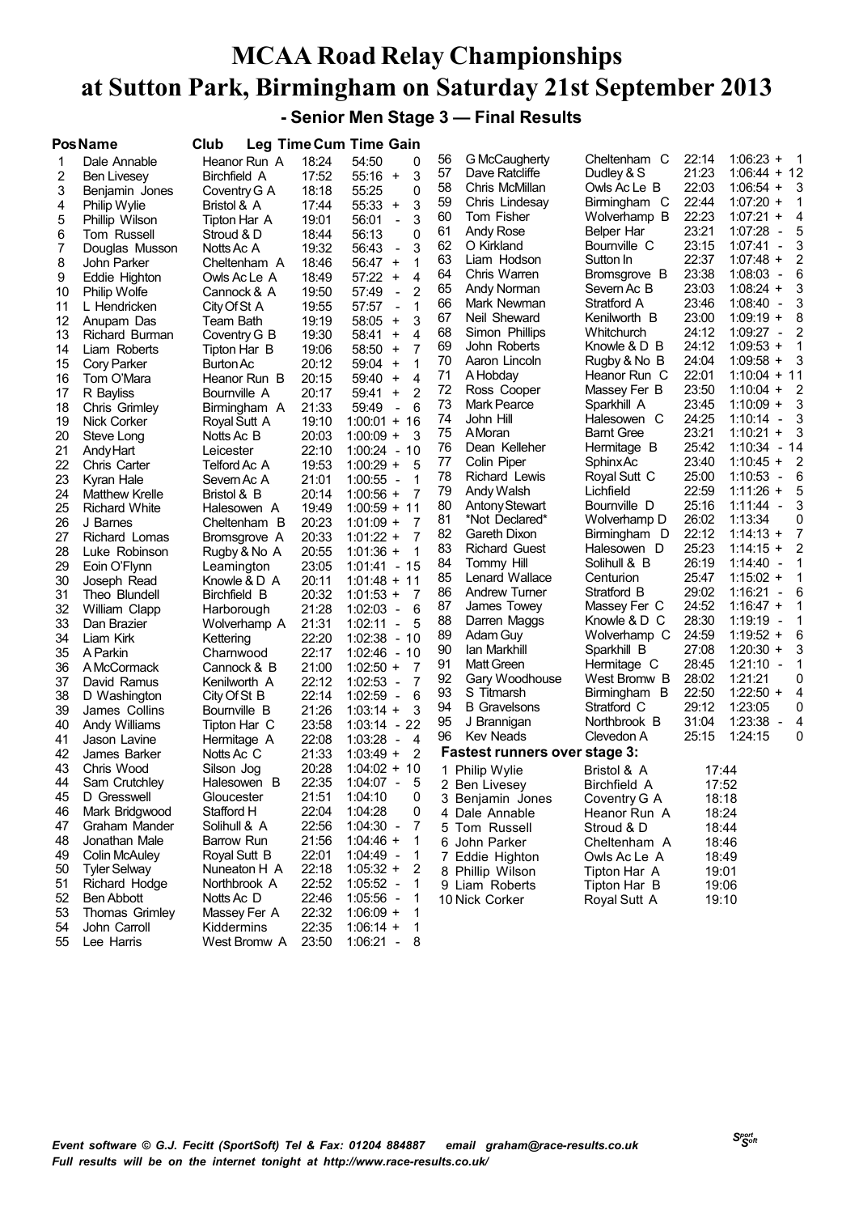# MCAA Road Relay Championships at Sutton Park, Birmingham on Saturday 21st September 2013

## - Senior Men Stage 3 — Final Results

| Pos | Name | Club | Leg Time | Cum Time | Gain |
|---|---|---|---|---|---|
| 1 | Dale Annable | Heanor Run A | 18:24 | 54:50 | 0 |
| 2 | Ben Livesey | Birchfield A | 17:52 | 55:16 | + 3 |
| 3 | Benjamin Jones | Coventry G A | 18:18 | 55:25 | 0 |
| 4 | Philip Wylie | Bristol & A | 17:44 | 55:33 | + 3 |
| 5 | Phillip Wilson | Tipton Har A | 19:01 | 56:01 | - 3 |
| 6 | Tom Russell | Stroud & D | 18:44 | 56:13 | 0 |
| 7 | Douglas Musson | Notts Ac A | 19:32 | 56:43 | - 3 |
| 8 | John Parker | Cheltenham A | 18:46 | 56:47 | + 1 |
| 9 | Eddie Highton | Owls Ac Le A | 18:49 | 57:22 | + 4 |
| 10 | Philip Wolfe | Cannock & A | 19:50 | 57:49 | - 2 |
| 11 | L Hendricken | City Of St A | 19:55 | 57:57 | - 1 |
| 12 | Anupam Das | Team Bath | 19:19 | 58:05 | + 3 |
| 13 | Richard Burman | Coventry G B | 19:30 | 58:41 | + 4 |
| 14 | Liam Roberts | Tipton Har B | 19:06 | 58:50 | + 7 |
| 15 | Cory Parker | Burton Ac | 20:12 | 59:04 | + 1 |
| 16 | Tom O'Mara | Heanor Run B | 20:15 | 59:40 | + 4 |
| 17 | R Bayliss | Bournville A | 20:17 | 59:41 | + 2 |
| 18 | Chris Grimley | Birmingham A | 21:33 | 59:49 | - 6 |
| 19 | Nick Corker | Royal Sutt A | 19:10 | 1:00:01 | + 16 |
| 20 | Steve Long | Notts Ac B | 20:03 | 1:00:09 | + 3 |
| 21 | Andy Hart | Leicester | 22:10 | 1:00:24 | - 10 |
| 22 | Chris Carter | Telford Ac A | 19:53 | 1:00:29 | + 5 |
| 23 | Kyran Hale | Severn Ac A | 21:01 | 1:00:55 | - 1 |
| 24 | Matthew Krelle | Bristol & B | 20:14 | 1:00:56 | + 7 |
| 25 | Richard White | Halesowen A | 19:49 | 1:00:59 | + 11 |
| 26 | J Barnes | Cheltenham B | 20:23 | 1:01:09 | + 7 |
| 27 | Richard Lomas | Bromsgrove A | 20:33 | 1:01:22 | + 7 |
| 28 | Luke Robinson | Rugby & No A | 20:55 | 1:01:36 | + 1 |
| 29 | Eoin O'Flynn | Leamington | 23:05 | 1:01:41 | - 15 |
| 30 | Joseph Read | Knowle & D A | 20:11 | 1:01:48 | + 11 |
| 31 | Theo Blundell | Birchfield B | 20:32 | 1:01:53 | + 7 |
| 32 | William Clapp | Harborough | 21:28 | 1:02:03 | - 6 |
| 33 | Dan Brazier | Wolverhamp A | 21:31 | 1:02:11 | - 5 |
| 34 | Liam Kirk | Kettering | 22:20 | 1:02:38 | - 10 |
| 35 | A Parkin | Charnwood | 22:17 | 1:02:46 | - 10 |
| 36 | A McCormack | Cannock & B | 21:00 | 1:02:50 | + 7 |
| 37 | David Ramus | Kenilworth A | 22:12 | 1:02:53 | - 7 |
| 38 | D Washington | City Of St B | 22:14 | 1:02:59 | - 6 |
| 39 | James Collins | Bournville B | 21:26 | 1:03:14 | + 3 |
| 40 | Andy Williams | Tipton Har C | 23:58 | 1:03:14 | - 22 |
| 41 | Jason Lavine | Hermitage A | 22:08 | 1:03:28 | - 4 |
| 42 | James Barker | Notts Ac C | 21:33 | 1:03:49 | + 2 |
| 43 | Chris Wood | Silson Jog | 20:28 | 1:04:02 | + 10 |
| 44 | Sam Crutchley | Halesowen B | 22:35 | 1:04:07 | - 5 |
| 45 | D Gresswell | Gloucester | 21:51 | 1:04:10 | 0 |
| 46 | Mark Bridgwood | Stafford H | 22:04 | 1:04:28 | 0 |
| 47 | Graham Mander | Solihull & A | 22:56 | 1:04:30 | - 7 |
| 48 | Jonathan Male | Barrow Run | 21:56 | 1:04:46 | + 1 |
| 49 | Colin McAuley | Royal Sutt B | 22:01 | 1:04:49 | - 1 |
| 50 | Tyler Selway | Nuneaton H A | 22:18 | 1:05:32 | + 2 |
| 51 | Richard Hodge | Northbrook A | 22:52 | 1:05:52 | - 1 |
| 52 | Ben Abbott | Notts Ac D | 22:46 | 1:05:56 | - 1 |
| 53 | Thomas Grimley | Massey Fer A | 22:32 | 1:06:09 | + 1 |
| 54 | John Carroll | Kiddermins | 22:35 | 1:06:14 | + 1 |
| 55 | Lee Harris | West Bromw A | 23:50 | 1:06:21 | - 8 |
| 56 | G McCaugherty | Cheltenham C | 22:14 | 1:06:23 | + 1 |
| 57 | Dave Ratcliffe | Dudley & S | 21:23 | 1:06:44 | + 12 |
| 58 | Chris McMillan | Owls Ac Le B | 22:03 | 1:06:54 | + 3 |
| 59 | Chris Lindesay | Birmingham C | 22:44 | 1:07:20 | + 1 |
| 60 | Tom Fisher | Wolverhamp B | 22:23 | 1:07:21 | + 4 |
| 61 | Andy Rose | Belper Har | 23:21 | 1:07:28 | - 5 |
| 62 | O Kirkland | Bournville C | 23:15 | 1:07:41 | - 3 |
| 63 | Liam Hodson | Sutton In | 22:37 | 1:07:48 | + 2 |
| 64 | Chris Warren | Bromsgrove B | 23:38 | 1:08:03 | - 6 |
| 65 | Andy Norman | Severn Ac B | 23:03 | 1:08:24 | + 3 |
| 66 | Mark Newman | Stratford A | 23:46 | 1:08:40 | - 3 |
| 67 | Neil Sheward | Kenilworth B | 23:00 | 1:09:19 | + 8 |
| 68 | Simon Phillips | Whitchurch | 24:12 | 1:09:27 | - 2 |
| 69 | John Roberts | Knowle & D B | 24:12 | 1:09:53 | + 1 |
| 70 | Aaron Lincoln | Rugby & No B | 24:04 | 1:09:58 | + 3 |
| 71 | A Hobday | Heanor Run C | 22:01 | 1:10:04 | + 11 |
| 72 | Ross Cooper | Massey Fer B | 23:50 | 1:10:04 | + 2 |
| 73 | Mark Pearce | Sparkhill A | 23:45 | 1:10:09 | + 3 |
| 74 | John Hill | Halesowen C | 24:25 | 1:10:14 | - 3 |
| 75 | A Moran | Barnt Gree | 23:21 | 1:10:21 | + 3 |
| 76 | Dean Kelleher | Hermitage B | 25:42 | 1:10:34 | - 14 |
| 77 | Colin Piper | Sphinx Ac | 23:40 | 1:10:45 | + 2 |
| 78 | Richard Lewis | Royal Sutt C | 25:00 | 1:10:53 | - 6 |
| 79 | Andy Walsh | Lichfield | 22:59 | 1:11:26 | + 5 |
| 80 | Antony Stewart | Bournville D | 25:16 | 1:11:44 | - 3 |
| 81 | *Not Declared* | Wolverhamp D | 26:02 | 1:13:34 | 0 |
| 82 | Gareth Dixon | Birmingham D | 22:12 | 1:14:13 | + 7 |
| 83 | Richard Guest | Halesowen D | 25:23 | 1:14:15 | + 2 |
| 84 | Tommy Hill | Solihull & B | 26:19 | 1:14:40 | - 1 |
| 85 | Lenard Wallace | Centurion | 25:47 | 1:15:02 | + 1 |
| 86 | Andrew Turner | Stratford B | 29:02 | 1:16:21 | - 6 |
| 87 | James Towey | Massey Fer C | 24:52 | 1:16:47 | + 1 |
| 88 | Darren Maggs | Knowle & D C | 28:30 | 1:19:19 | - 1 |
| 89 | Adam Guy | Wolverhamp C | 24:59 | 1:19:52 | + 6 |
| 90 | Ian Markhill | Sparkhill B | 27:08 | 1:20:30 | + 3 |
| 91 | Matt Green | Hermitage C | 28:45 | 1:21:10 | - 1 |
| 92 | Gary Woodhouse | West Bromw B | 28:02 | 1:21:21 | 0 |
| 93 | S Titmarsh | Birmingham B | 22:50 | 1:22:50 | + 4 |
| 94 | B Gravelsons | Stratford C | 29:12 | 1:23:05 | 0 |
| 95 | J Brannigan | Northbrook B | 31:04 | 1:23:38 | - 4 |
| 96 | Kev Neads | Clevedon A | 25:15 | 1:24:15 | 0 |

### Fastest runners over stage 3:

| | Name | Club | Time |
|---|---|---|---|
| 1 | Philip Wylie | Bristol & A | 17:44 |
| 2 | Ben Livesey | Birchfield A | 17:52 |
| 3 | Benjamin Jones | Coventry G A | 18:18 |
| 4 | Dale Annable | Heanor Run A | 18:24 |
| 5 | Tom Russell | Stroud & D | 18:44 |
| 6 | John Parker | Cheltenham A | 18:46 |
| 7 | Eddie Highton | Owls Ac Le A | 18:49 |
| 8 | Phillip Wilson | Tipton Har A | 19:01 |
| 9 | Liam Roberts | Tipton Har B | 19:06 |
| 10 | Nick Corker | Royal Sutt A | 19:10 |

*Event software © G.J. Fecitt (SportSoft) Tel & Fax: 01204 884887 email graham@race-results.co.uk*
*Full results will be on the internet tonight at http://www.race-results.co.uk/*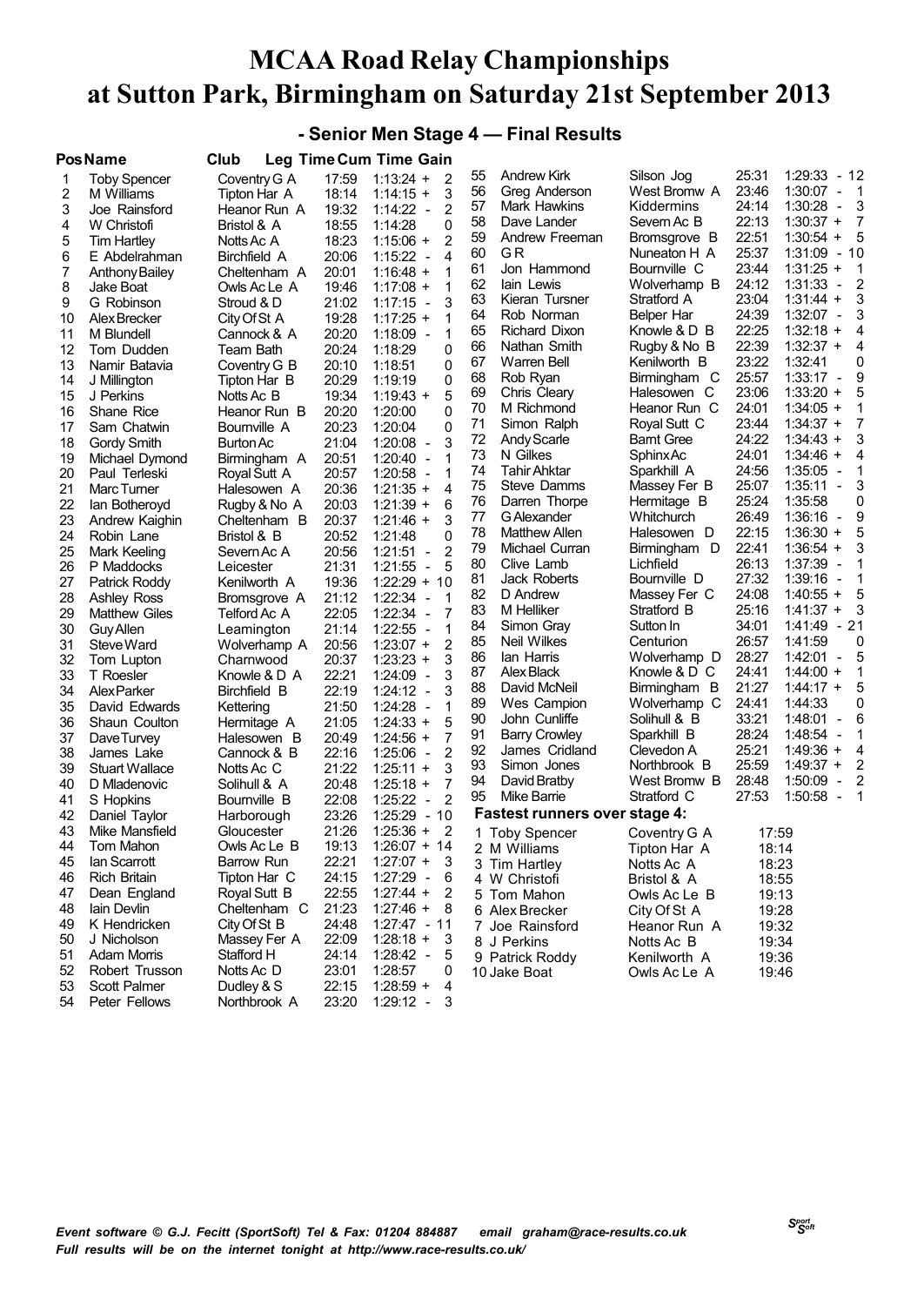# MCAA Road Relay Championships at Sutton Park, Birmingham on Saturday 21st September 2013

## - Senior Men Stage 4 — Final Results

| Pos | Name | Club | Leg Time | Cum Time | Gain |
|---|---|---|---|---|---|
| 1 | Toby Spencer | Coventry G A | 17:59 | 1:13:24 + | 2 |
| 2 | M Williams | Tipton Har A | 18:14 | 1:14:15 + | 3 |
| 3 | Joe Rainsford | Heanor Run A | 19:32 | 1:14:22 - | 2 |
| 4 | W Christofi | Bristol & A | 18:55 | 1:14:28 | 0 |
| 5 | Tim Hartley | Notts Ac A | 18:23 | 1:15:06 + | 2 |
| 6 | E Abdelrahman | Birchfield A | 20:06 | 1:15:22 - | 4 |
| 7 | Anthony Bailey | Cheltenham A | 20:01 | 1:16:48 + | 1 |
| 8 | Jake Boat | Owls Ac Le A | 19:46 | 1:17:08 + | 1 |
| 9 | G Robinson | Stroud & D | 21:02 | 1:17:15 - | 3 |
| 10 | Alex Brecker | City Of St A | 19:28 | 1:17:25 + | 1 |
| 11 | M Blundell | Cannock & A | 20:20 | 1:18:09 - | 1 |
| 12 | Tom Dudden | Team Bath | 20:24 | 1:18:29 | 0 |
| 13 | Namir Batavia | Coventry G B | 20:10 | 1:18:51 | 0 |
| 14 | J Millington | Tipton Har B | 20:29 | 1:19:19 | 0 |
| 15 | J Perkins | Notts Ac B | 19:34 | 1:19:43 + | 5 |
| 16 | Shane Rice | Heanor Run B | 20:20 | 1:20:00 | 0 |
| 17 | Sam Chatwin | Bournville A | 20:23 | 1:20:04 | 0 |
| 18 | Gordy Smith | Burton Ac | 21:04 | 1:20:08 - | 3 |
| 19 | Michael Dymond | Birmingham A | 20:51 | 1:20:40 - | 1 |
| 20 | Paul Terleski | Royal Sutt A | 20:57 | 1:20:58 - | 1 |
| 21 | Marc Turner | Halesowen A | 20:36 | 1:21:35 + | 4 |
| 22 | Ian Botheroyd | Rugby & No A | 20:03 | 1:21:39 + | 6 |
| 23 | Andrew Kaighin | Cheltenham B | 20:37 | 1:21:46 + | 3 |
| 24 | Robin Lane | Bristol & B | 20:52 | 1:21:48 | 0 |
| 25 | Mark Keeling | Severn Ac A | 20:56 | 1:21:51 - | 2 |
| 26 | P Maddocks | Leicester | 21:31 | 1:21:55 - | 5 |
| 27 | Patrick Roddy | Kenilworth A | 19:36 | 1:22:29 + | 10 |
| 28 | Ashley Ross | Bromsgrove A | 21:12 | 1:22:34 - | 1 |
| 29 | Matthew Giles | Telford Ac A | 22:05 | 1:22:34 - | 7 |
| 30 | Guy Allen | Leamington | 21:14 | 1:22:55 - | 1 |
| 31 | Steve Ward | Wolverhamp A | 20:56 | 1:23:07 + | 2 |
| 32 | Tom Lupton | Charnwood | 20:37 | 1:23:23 + | 3 |
| 33 | T Roesler | Knowle & D A | 22:21 | 1:24:09 - | 3 |
| 34 | Alex Parker | Birchfield B | 22:19 | 1:24:12 - | 3 |
| 35 | David Edwards | Kettering | 21:50 | 1:24:28 - | 1 |
| 36 | Shaun Coulton | Hermitage A | 21:05 | 1:24:33 + | 5 |
| 37 | Dave Turvey | Halesowen B | 20:49 | 1:24:56 + | 7 |
| 38 | James Lake | Cannock & B | 22:16 | 1:25:06 - | 2 |
| 39 | Stuart Wallace | Notts Ac C | 21:22 | 1:25:11 + | 3 |
| 40 | D Mladenovic | Solihull & A | 20:48 | 1:25:18 + | 7 |
| 41 | S Hopkins | Bournville B | 22:08 | 1:25:22 - | 2 |
| 42 | Daniel Taylor | Harborough | 23:26 | 1:25:29 - | 10 |
| 43 | Mike Mansfield | Gloucester | 21:26 | 1:25:36 + | 2 |
| 44 | Tom Mahon | Owls Ac Le B | 19:13 | 1:26:07 + | 14 |
| 45 | Ian Scarrott | Barrow Run | 22:21 | 1:27:07 + | 3 |
| 46 | Rich Britain | Tipton Har C | 24:15 | 1:27:29 - | 6 |
| 47 | Dean England | Royal Sutt B | 22:55 | 1:27:44 + | 2 |
| 48 | Iain Devlin | Cheltenham C | 21:23 | 1:27:46 + | 8 |
| 49 | K Hendricken | City Of St B | 24:48 | 1:27:47 - | 11 |
| 50 | J Nicholson | Massey Fer A | 22:09 | 1:28:18 + | 3 |
| 51 | Adam Morris | Stafford H | 24:14 | 1:28:42 - | 5 |
| 52 | Robert Trusson | Notts Ac D | 23:01 | 1:28:57 | 0 |
| 53 | Scott Palmer | Dudley & S | 22:15 | 1:28:59 + | 4 |
| 54 | Peter Fellows | Northbrook A | 23:20 | 1:29:12 - | 3 |
| 55 | Andrew Kirk | Silson Jog | 25:31 | 1:29:33 - | 12 |
| 56 | Greg Anderson | West Bromw A | 23:46 | 1:30:07 - | 1 |
| 57 | Mark Hawkins | Kiddermins | 24:14 | 1:30:28 - | 3 |
| 58 | Dave Lander | Severn Ac B | 22:13 | 1:30:37 + | 7 |
| 59 | Andrew Freeman | Bromsgrove B | 22:51 | 1:30:54 + | 5 |
| 60 | G R | Nuneaton H A | 25:37 | 1:31:09 - | 10 |
| 61 | Jon Hammond | Bournville C | 23:44 | 1:31:25 + | 1 |
| 62 | Iain Lewis | Wolverhamp B | 24:12 | 1:31:33 - | 2 |
| 63 | Kieran Tursner | Stratford A | 23:04 | 1:31:44 + | 3 |
| 64 | Rob Norman | Belper Har | 24:39 | 1:32:07 - | 3 |
| 65 | Richard Dixon | Knowle & D B | 22:25 | 1:32:18 + | 4 |
| 66 | Nathan Smith | Rugby & No B | 22:39 | 1:32:37 + | 4 |
| 67 | Warren Bell | Kenilworth B | 23:22 | 1:32:41 | 0 |
| 68 | Rob Ryan | Birmingham C | 25:57 | 1:33:17 - | 9 |
| 69 | Chris Cleary | Halesowen C | 23:06 | 1:33:20 + | 5 |
| 70 | M Richmond | Heanor Run C | 24:01 | 1:34:05 + | 1 |
| 71 | Simon Ralph | Royal Sutt C | 23:44 | 1:34:37 + | 7 |
| 72 | Andy Scarle | Barnt Gree | 24:22 | 1:34:43 + | 3 |
| 73 | N Gilkes | Sphinx Ac | 24:01 | 1:34:46 + | 4 |
| 74 | Tahir Ahktar | Sparkhill A | 24:56 | 1:35:05 - | 1 |
| 75 | Steve Damms | Massey Fer B | 25:07 | 1:35:11 - | 3 |
| 76 | Darren Thorpe | Hermitage B | 25:24 | 1:35:58 | 0 |
| 77 | G Alexander | Whitchurch | 26:49 | 1:36:16 - | 9 |
| 78 | Matthew Allen | Halesowen D | 22:15 | 1:36:30 + | 5 |
| 79 | Michael Curran | Birmingham D | 22:41 | 1:36:54 + | 3 |
| 80 | Clive Lamb | Lichfield | 26:13 | 1:37:39 - | 1 |
| 81 | Jack Roberts | Bournville D | 27:32 | 1:39:16 - | 1 |
| 82 | D Andrew | Massey Fer C | 24:08 | 1:40:55 + | 5 |
| 83 | M Helliker | Stratford B | 25:16 | 1:41:37 + | 3 |
| 84 | Simon Gray | Sutton In | 34:01 | 1:41:49 - | 21 |
| 85 | Neil Wilkes | Centurion | 26:57 | 1:41:59 | 0 |
| 86 | Ian Harris | Wolverhamp D | 28:27 | 1:42:01 - | 5 |
| 87 | Alex Black | Knowle & D C | 24:41 | 1:44:00 + | 1 |
| 88 | David McNeil | Birmingham B | 21:27 | 1:44:17 + | 5 |
| 89 | Wes Campion | Wolverhamp C | 24:41 | 1:44:33 | 0 |
| 90 | John Cunliffe | Solihull & B | 33:21 | 1:48:01 - | 6 |
| 91 | Barry Crowley | Sparkhill B | 28:24 | 1:48:54 - | 1 |
| 92 | James Cridland | Clevedon A | 25:21 | 1:49:36 + | 4 |
| 93 | Simon Jones | Northbrook B | 25:59 | 1:49:37 + | 2 |
| 94 | David Bratby | West Bromw B | 28:48 | 1:50:09 - | 2 |
| 95 | Mike Barrie | Stratford C | 27:53 | 1:50:58 - | 1 |

### Fastest runners over stage 4:

| | Name | Club | Time |
|---|---|---|---|
| 1 | Toby Spencer | Coventry G A | 17:59 |
| 2 | M Williams | Tipton Har A | 18:14 |
| 3 | Tim Hartley | Notts Ac A | 18:23 |
| 4 | W Christofi | Bristol & A | 18:55 |
| 5 | Tom Mahon | Owls Ac Le B | 19:13 |
| 6 | Alex Brecker | City Of St A | 19:28 |
| 7 | Joe Rainsford | Heanor Run A | 19:32 |
| 8 | J Perkins | Notts Ac B | 19:34 |
| 9 | Patrick Roddy | Kenilworth A | 19:36 |
| 10 | Jake Boat | Owls Ac Le A | 19:46 |

*Event software © G.J. Fecitt (SportSoft) Tel & Fax: 01204 884887 email graham@race-results.co.uk*
*Full results will be on the internet tonight at http://www.race-results.co.uk/*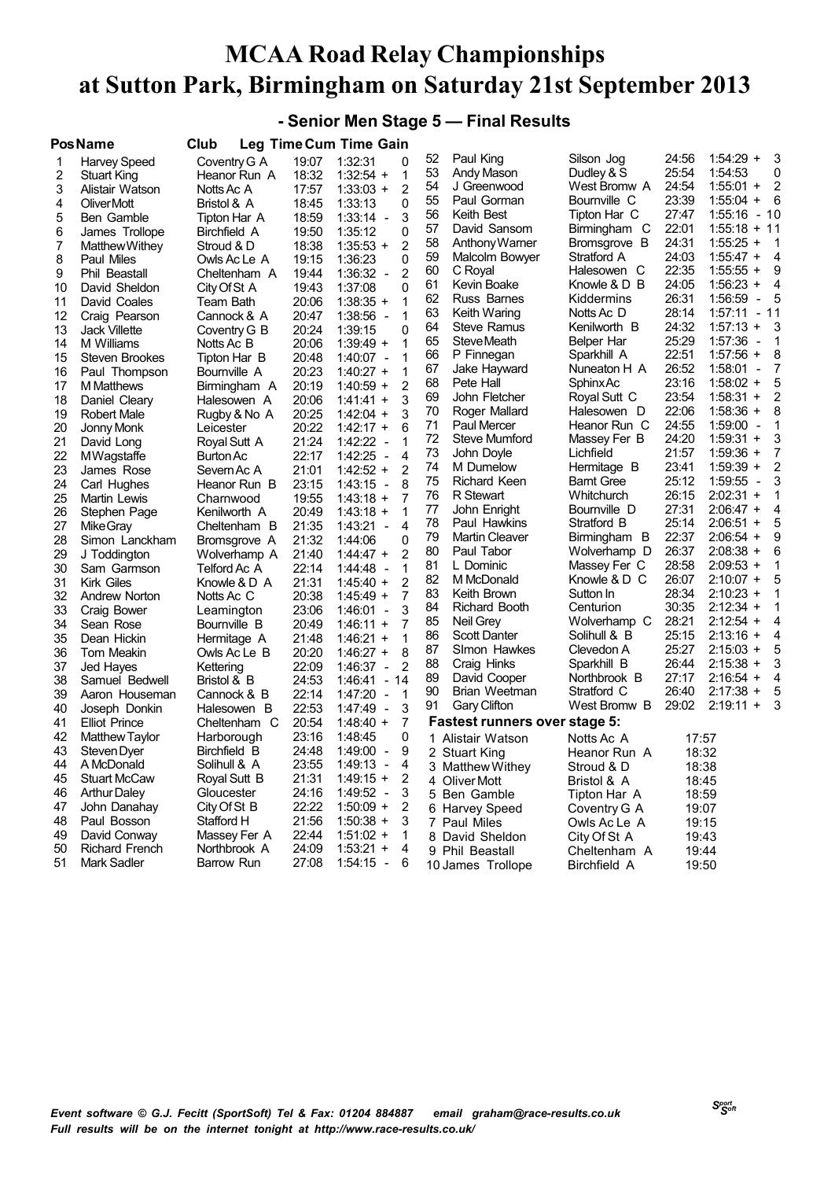# MCAA Road Relay Championships at Sutton Park, Birmingham on Saturday 21st September 2013

## - Senior Men Stage 5 — Final Results

| Pos | Name | Club | Leg Time | Cum Time | Gain |
|---|---|---|---|---|---|
| 1 | Harvey Speed | Coventry G A | 19:07 | 1:32:31 | 0 |
| 2 | Stuart King | Heanor Run A | 18:32 | 1:32:54 + | 1 |
| 3 | Alistair Watson | Notts Ac A | 17:57 | 1:33:03 + | 2 |
| 4 | Oliver Mott | Bristol & A | 18:45 | 1:33:13 | 0 |
| 5 | Ben Gamble | Tipton Har A | 18:59 | 1:33:14 - | 3 |
| 6 | James Trollope | Birchfield A | 19:50 | 1:35:12 | 0 |
| 7 | Matthew Withey | Stroud & D | 18:38 | 1:35:53 + | 2 |
| 8 | Paul Miles | Owls Ac Le A | 19:15 | 1:36:23 | 0 |
| 9 | Phil Beastall | Cheltenham A | 19:44 | 1:36:32 - | 2 |
| 10 | David Sheldon | City Of St A | 19:43 | 1:37:08 | 0 |
| 11 | David Coales | Team Bath | 20:06 | 1:38:35 + | 1 |
| 12 | Craig Pearson | Cannock & A | 20:47 | 1:38:56 - | 1 |
| 13 | Jack Villette | Coventry G B | 20:24 | 1:39:15 | 0 |
| 14 | M Williams | Notts Ac B | 20:06 | 1:39:49 + | 1 |
| 15 | Steven Brookes | Tipton Har B | 20:48 | 1:40:07 - | 1 |
| 16 | Paul Thompson | Bournville A | 20:23 | 1:40:27 + | 1 |
| 17 | M Matthews | Birmingham A | 20:19 | 1:40:59 + | 2 |
| 18 | Daniel Cleary | Halesowen A | 20:06 | 1:41:41 + | 3 |
| 19 | Robert Male | Rugby & No A | 20:25 | 1:42:04 + | 3 |
| 20 | Jonny Monk | Leicester | 20:22 | 1:42:17 + | 6 |
| 21 | David Long | Royal Sutt A | 21:24 | 1:42:22 - | 1 |
| 22 | M Wagstaffe | Burton Ac | 22:17 | 1:42:25 - | 4 |
| 23 | James Rose | Severn Ac A | 21:01 | 1:42:52 + | 2 |
| 24 | Carl Hughes | Heanor Run B | 23:15 | 1:43:15 - | 8 |
| 25 | Martin Lewis | Charnwood | 19:55 | 1:43:18 + | 7 |
| 26 | Stephen Page | Kenilworth A | 20:49 | 1:43:18 + | 1 |
| 27 | Mike Gray | Cheltenham B | 21:35 | 1:43:21 - | 4 |
| 28 | Simon Lanckham | Bromsgrove A | 21:32 | 1:44:06 | 0 |
| 29 | J Toddington | Wolverhamp A | 21:40 | 1:44:47 + | 2 |
| 30 | Sam Garmson | Telford Ac A | 22:14 | 1:44:48 - | 1 |
| 31 | Kirk Giles | Knowle & D A | 21:31 | 1:45:40 + | 2 |
| 32 | Andrew Norton | Notts Ac C | 20:38 | 1:45:49 + | 7 |
| 33 | Craig Bower | Leamington | 23:06 | 1:46:01 - | 3 |
| 34 | Sean Rose | Bournville B | 20:49 | 1:46:11 + | 7 |
| 35 | Dean Hickin | Hermitage A | 21:48 | 1:46:21 + | 1 |
| 36 | Tom Meakin | Owls Ac Le B | 20:20 | 1:46:27 + | 8 |
| 37 | Jed Hayes | Kettering | 22:09 | 1:46:37 - | 2 |
| 38 | Samuel Bedwell | Bristol & B | 24:53 | 1:46:41 - | 14 |
| 39 | Aaron Houseman | Cannock & B | 22:14 | 1:47:20 - | 1 |
| 40 | Joseph Donkin | Halesowen B | 22:53 | 1:47:49 - | 3 |
| 41 | Elliot Prince | Cheltenham C | 20:54 | 1:48:40 + | 7 |
| 42 | Matthew Taylor | Harborough | 23:16 | 1:48:45 | 0 |
| 43 | Steven Dyer | Birchfield B | 24:48 | 1:49:00 - | 9 |
| 44 | A McDonald | Solihull & A | 23:55 | 1:49:13 - | 4 |
| 45 | Stuart McCaw | Royal Sutt B | 21:31 | 1:49:15 + | 2 |
| 46 | Arthur Daley | Gloucester | 24:16 | 1:49:52 - | 3 |
| 47 | John Danahay | City Of St B | 22:22 | 1:50:09 + | 2 |
| 48 | Paul Bosson | Stafford H | 21:56 | 1:50:38 + | 3 |
| 49 | David Conway | Massey Fer A | 22:44 | 1:51:02 + | 1 |
| 50 | Richard French | Northbrook A | 24:09 | 1:53:21 + | 4 |
| 51 | Mark Sadler | Barrow Run | 27:08 | 1:54:15 - | 6 |
| 52 | Paul King | Silson Jog | 24:56 | 1:54:29 + | 3 |
| 53 | Andy Mason | Dudley & S | 25:54 | 1:54:53 | 0 |
| 54 | J Greenwood | West Bromw A | 24:54 | 1:55:01 + | 2 |
| 55 | Paul Gorman | Bournville C | 23:39 | 1:55:04 + | 6 |
| 56 | Keith Best | Tipton Har C | 27:47 | 1:55:16 - | 10 |
| 57 | David Sansom | Birmingham C | 22:01 | 1:55:18 + | 11 |
| 58 | Anthony Warner | Bromsgrove B | 24:31 | 1:55:25 + | 1 |
| 59 | Malcolm Bowyer | Stratford A | 24:03 | 1:55:47 + | 4 |
| 60 | C Royal | Halesowen C | 22:35 | 1:55:55 + | 9 |
| 61 | Kevin Boake | Knowle & D B | 24:05 | 1:56:23 + | 4 |
| 62 | Russ Barnes | Kiddermins | 26:31 | 1:56:59 - | 5 |
| 63 | Keith Waring | Notts Ac D | 28:14 | 1:57:11 - | 11 |
| 64 | Steve Ramus | Kenilworth B | 24:32 | 1:57:13 + | 3 |
| 65 | Steve Meath | Belper Har | 25:29 | 1:57:36 - | 1 |
| 66 | P Finnegan | Sparkhill A | 22:51 | 1:57:56 + | 8 |
| 67 | Jake Hayward | Nuneaton H A | 26:52 | 1:58:01 - | 7 |
| 68 | Pete Hall | Sphinx Ac | 23:16 | 1:58:02 + | 5 |
| 69 | John Fletcher | Royal Sutt C | 23:54 | 1:58:31 + | 2 |
| 70 | Roger Mallard | Halesowen D | 22:06 | 1:58:36 + | 8 |
| 71 | Paul Mercer | Heanor Run C | 24:55 | 1:59:00 - | 1 |
| 72 | Steve Mumford | Massey Fer B | 24:20 | 1:59:31 + | 3 |
| 73 | John Doyle | Lichfield | 21:57 | 1:59:36 + | 7 |
| 74 | M Dumelow | Hermitage B | 23:41 | 1:59:39 + | 2 |
| 75 | Richard Keen | Barnt Gree | 25:12 | 1:59:55 - | 3 |
| 76 | R Stewart | Whitchurch | 26:15 | 2:02:31 + | 1 |
| 77 | John Enright | Bournville D | 27:31 | 2:06:47 + | 4 |
| 78 | Paul Hawkins | Stratford B | 25:14 | 2:06:51 + | 5 |
| 79 | Martin Cleaver | Birmingham B | 22:37 | 2:06:54 + | 9 |
| 80 | Paul Tabor | Wolverhamp D | 26:37 | 2:08:38 + | 6 |
| 81 | L Dominic | Massey Fer C | 28:58 | 2:09:53 + | 1 |
| 82 | M McDonald | Knowle & D C | 26:07 | 2:10:07 + | 5 |
| 83 | Keith Brown | Sutton In | 28:34 | 2:10:23 + | 1 |
| 84 | Richard Booth | Centurion | 30:35 | 2:12:34 + | 1 |
| 85 | Neil Grey | Wolverhamp C | 28:21 | 2:12:54 + | 4 |
| 86 | Scott Danter | Solihull & B | 25:15 | 2:13:16 + | 4 |
| 87 | SImon Hawkes | Clevedon A | 25:27 | 2:15:03 + | 5 |
| 88 | Craig Hinks | Sparkhill B | 26:44 | 2:15:38 + | 3 |
| 89 | David Cooper | Northbrook B | 27:17 | 2:16:54 + | 4 |
| 90 | Brian Weetman | Stratford C | 26:40 | 2:17:38 + | 5 |
| 91 | Gary Clifton | West Bromw B | 29:02 | 2:19:11 + | 3 |

### Fastest runners over stage 5:

| | Name | Club | Time |
|---|---|---|---|
| 1 | Alistair Watson | Notts Ac A | 17:57 |
| 2 | Stuart King | Heanor Run A | 18:32 |
| 3 | Matthew Withey | Stroud & D | 18:38 |
| 4 | Oliver Mott | Bristol & A | 18:45 |
| 5 | Ben Gamble | Tipton Har A | 18:59 |
| 6 | Harvey Speed | Coventry G A | 19:07 |
| 7 | Paul Miles | Owls Ac Le A | 19:15 |
| 8 | David Sheldon | City Of St A | 19:43 |
| 9 | Phil Beastall | Cheltenham A | 19:44 |
| 10 | James Trollope | Birchfield A | 19:50 |

*Event software © G.J. Fecitt (SportSoft) Tel & Fax: 01204 884887 email graham@race-results.co.uk*
*Full results will be on the internet tonight at http://www.race-results.co.uk/*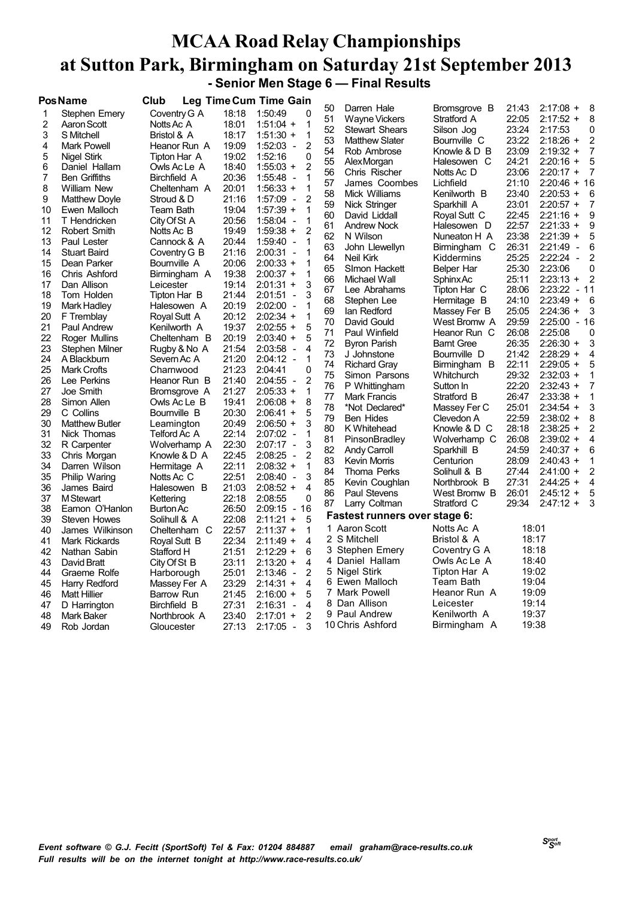# MCAA Road Relay Championships at Sutton Park, Birmingham on Saturday 21st September 2013

## - Senior Men Stage 6 — Final Results

| Pos | Name | Club | Leg Time | Cum Time | Gain |
|---|---|---|---|---|---|
| 1 | Stephen Emery | Coventry G A | 18:18 | 1:50:49 | 0 |
| 2 | Aaron Scott | Notts Ac A | 18:01 | 1:51:04 + | 1 |
| 3 | S Mitchell | Bristol & A | 18:17 | 1:51:30 + | 1 |
| 4 | Mark Powell | Heanor Run A | 19:09 | 1:52:03 - | 2 |
| 5 | Nigel Stirk | Tipton Har A | 19:02 | 1:52:16 | 0 |
| 6 | Daniel Hallam | Owls Ac Le A | 18:40 | 1:55:03 + | 2 |
| 7 | Ben Griffiths | Birchfield A | 20:36 | 1:55:48 - | 1 |
| 8 | William New | Cheltenham A | 20:01 | 1:56:33 + | 1 |
| 9 | Matthew Doyle | Stroud & D | 21:16 | 1:57:09 - | 2 |
| 10 | Ewen Malloch | Team Bath | 19:04 | 1:57:39 + | 1 |
| 11 | T Hendricken | City Of St A | 20:56 | 1:58:04 - | 1 |
| 12 | Robert Smith | Notts Ac B | 19:49 | 1:59:38 + | 2 |
| 13 | Paul Lester | Cannock & A | 20:44 | 1:59:40 - | 1 |
| 14 | Stuart Baird | Coventry G B | 21:16 | 2:00:31 - | 1 |
| 15 | Dean Parker | Bournville A | 20:06 | 2:00:33 + | 1 |
| 16 | Chris Ashford | Birmingham A | 19:38 | 2:00:37 + | 1 |
| 17 | Dan Allison | Leicester | 19:14 | 2:01:31 + | 3 |
| 18 | Tom Holden | Tipton Har B | 21:44 | 2:01:51 - | 3 |
| 19 | Mark Hadley | Halesowen A | 20:19 | 2:02:00 - | 1 |
| 20 | F Tremblay | Royal Sutt A | 20:12 | 2:02:34 + | 1 |
| 21 | Paul Andrew | Kenilworth A | 19:37 | 2:02:55 + | 5 |
| 22 | Roger Mullins | Cheltenham B | 20:19 | 2:03:40 + | 5 |
| 23 | Stephen Milner | Rugby & No A | 21:54 | 2:03:58 - | 4 |
| 24 | A Blackburn | Severn Ac A | 21:20 | 2:04:12 - | 1 |
| 25 | Mark Crofts | Charnwood | 21:23 | 2:04:41 | 0 |
| 26 | Lee Perkins | Heanor Run B | 21:40 | 2:04:55 - | 2 |
| 27 | Joe Smith | Bromsgrove A | 21:27 | 2:05:33 + | 1 |
| 28 | Simon Allen | Owls Ac Le B | 19:41 | 2:06:08 + | 8 |
| 29 | C Collins | Bournville B | 20:30 | 2:06:41 + | 5 |
| 30 | Matthew Butler | Leamington | 20:49 | 2:06:50 + | 3 |
| 31 | Nick Thomas | Telford Ac A | 22:14 | 2:07:02 - | 1 |
| 32 | R Carpenter | Wolverhamp A | 22:30 | 2:07:17 - | 3 |
| 33 | Chris Morgan | Knowle & D A | 22:45 | 2:08:25 - | 2 |
| 34 | Darren Wilson | Hermitage A | 22:11 | 2:08:32 + | 1 |
| 35 | Philip Waring | Notts Ac C | 22:51 | 2:08:40 - | 3 |
| 36 | James Baird | Halesowen B | 21:03 | 2:08:52 + | 4 |
| 37 | M Stewart | Kettering | 22:18 | 2:08:55 | 0 |
| 38 | Eamon O'Hanlon | Burton Ac | 26:50 | 2:09:15 - | 16 |
| 39 | Steven Howes | Solihull & A | 22:08 | 2:11:21 + | 5 |
| 40 | James Wilkinson | Cheltenham C | 22:57 | 2:11:37 + | 1 |
| 41 | Mark Rickards | Royal Sutt B | 22:34 | 2:11:49 + | 4 |
| 42 | Nathan Sabin | Stafford H | 21:51 | 2:12:29 + | 6 |
| 43 | David Bratt | City Of St B | 23:11 | 2:13:20 + | 4 |
| 44 | Graeme Rolfe | Harborough | 25:01 | 2:13:46 - | 2 |
| 45 | Harry Redford | Massey Fer A | 23:29 | 2:14:31 + | 4 |
| 46 | Matt Hillier | Barrow Run | 21:45 | 2:16:00 + | 5 |
| 47 | D Harrington | Birchfield B | 27:31 | 2:16:31 - | 4 |
| 48 | Mark Baker | Northbrook A | 23:40 | 2:17:01 + | 2 |
| 49 | Rob Jordan | Gloucester | 27:13 | 2:17:05 - | 3 |
| 50 | Darren Hale | Bromsgrove B | 21:43 | 2:17:08 + | 8 |
| 51 | Wayne Vickers | Stratford A | 22:05 | 2:17:52 + | 8 |
| 52 | Stewart Shears | Silson Jog | 23:24 | 2:17:53 | 0 |
| 53 | Matthew Slater | Bournville C | 23:22 | 2:18:26 + | 2 |
| 54 | Rob Ambrose | Knowle & D B | 23:09 | 2:19:32 + | 7 |
| 55 | Alex Morgan | Halesowen C | 24:21 | 2:20:16 + | 5 |
| 56 | Chris Rischer | Notts Ac D | 23:06 | 2:20:17 + | 7 |
| 57 | James Coombes | Lichfield | 21:10 | 2:20:46 + | 16 |
| 58 | Mick Williams | Kenilworth B | 23:40 | 2:20:53 + | 6 |
| 59 | Nick Stringer | Sparkhill A | 23:01 | 2:20:57 + | 7 |
| 60 | David Liddall | Royal Sutt C | 22:45 | 2:21:16 + | 9 |
| 61 | Andrew Nock | Halesowen D | 22:57 | 2:21:33 + | 9 |
| 62 | N Wilson | Nuneaton H A | 23:38 | 2:21:39 + | 5 |
| 63 | John Llewellyn | Birmingham C | 26:31 | 2:21:49 - | 6 |
| 64 | Neil Kirk | Kiddermins | 25:25 | 2:22:24 - | 2 |
| 65 | SImon Hackett | Belper Har | 25:30 | 2:23:06 | 0 |
| 66 | Michael Wall | Sphinx Ac | 25:11 | 2:23:13 + | 2 |
| 67 | Lee Abrahams | Tipton Har C | 28:06 | 2:23:22 - | 11 |
| 68 | Stephen Lee | Hermitage B | 24:10 | 2:23:49 + | 6 |
| 69 | Ian Redford | Massey Fer B | 25:05 | 2:24:36 + | 3 |
| 70 | David Gould | West Bromw A | 29:59 | 2:25:00 - | 16 |
| 71 | Paul Winfield | Heanor Run C | 26:08 | 2:25:08 | 0 |
| 72 | Byron Parish | Barnt Gree | 26:35 | 2:26:30 + | 3 |
| 73 | J Johnstone | Bournville D | 21:42 | 2:28:29 + | 4 |
| 74 | Richard Gray | Birmingham B | 22:11 | 2:29:05 + | 5 |
| 75 | Simon Parsons | Whitchurch | 29:32 | 2:32:03 + | 1 |
| 76 | P Whittingham | Sutton In | 22:20 | 2:32:43 + | 7 |
| 77 | Mark Francis | Stratford B | 26:47 | 2:33:38 + | 1 |
| 78 | *Not Declared* | Massey Fer C | 25:01 | 2:34:54 + | 3 |
| 79 | Ben Hides | Clevedon A | 22:59 | 2:38:02 + | 8 |
| 80 | K Whitehead | Knowle & D C | 28:18 | 2:38:25 + | 2 |
| 81 | PinsonBradley | Wolverhamp C | 26:08 | 2:39:02 + | 4 |
| 82 | Andy Carroll | Sparkhill B | 24:59 | 2:40:37 + | 6 |
| 83 | Kevin Morris | Centurion | 28:09 | 2:40:43 + | 1 |
| 84 | Thoma Perks | Solihull & B | 27:44 | 2:41:00 + | 2 |
| 85 | Kevin Coughlan | Northbrook B | 27:31 | 2:44:25 + | 4 |
| 86 | Paul Stevens | West Bromw B | 26:01 | 2:45:12 + | 5 |
| 87 | Larry Coltman | Stratford C | 29:34 | 2:47:12 + | 3 |

### Fastest runners over stage 6:

| | Name | Club | Time |
|---|---|---|---|
| 1 | Aaron Scott | Notts Ac A | 18:01 |
| 2 | S Mitchell | Bristol & A | 18:17 |
| 3 | Stephen Emery | Coventry G A | 18:18 |
| 4 | Daniel Hallam | Owls Ac Le A | 18:40 |
| 5 | Nigel Stirk | Tipton Har A | 19:02 |
| 6 | Ewen Malloch | Team Bath | 19:04 |
| 7 | Mark Powell | Heanor Run A | 19:09 |
| 8 | Dan Allison | Leicester | 19:14 |
| 9 | Paul Andrew | Kenilworth A | 19:37 |
| 10 | Chris Ashford | Birmingham A | 19:38 |

*Event software © G.J. Fecitt (SportSoft) Tel & Fax: 01204 884887 email graham@race-results.co.uk*
*Full results will be on the internet tonight at http://www.race-results.co.uk/*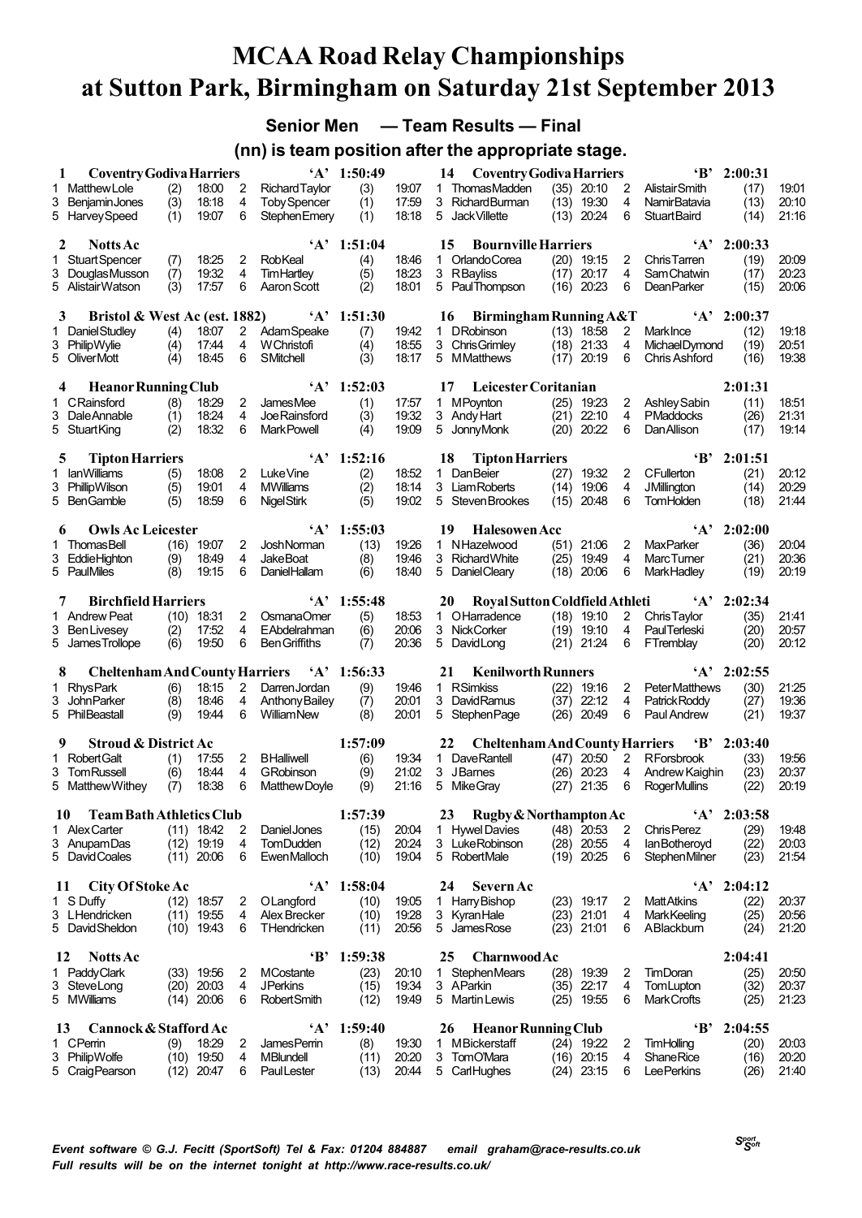# MCAA Road Relay Championships at Sutton Park, Birmingham on Saturday 21st September 2013

## Senior Men — Team Results — Final

### (nn) is team position after the appropriate stage.

**1 Coventry Godiva Harriers 'A' 1:50:49**

| Leg | Name | Pos | Time | Leg | Name | Pos | Time |
|---|---|---|---|---|---|---|---|
| 1 | Matthew Lole | (2) | 18:00 | 2 | Richard Taylor | (3) | 19:07 |
| 3 | Benjamin Jones | (3) | 18:18 | 4 | Toby Spencer | (1) | 17:59 |
| 5 | Harvey Speed | (1) | 19:07 | 6 | Stephen Emery | (1) | 18:18 |

**2 Notts Ac 'A' 1:51:04**

| Leg | Name | Pos | Time | Leg | Name | Pos | Time |
|---|---|---|---|---|---|---|---|
| 1 | Stuart Spencer | (7) | 18:25 | 2 | Rob Keal | (4) | 18:46 |
| 3 | Douglas Musson | (7) | 19:32 | 4 | Tim Hartley | (5) | 18:23 |
| 5 | Alistair Watson | (3) | 17:57 | 6 | Aaron Scott | (2) | 18:01 |

**3 Bristol & West Ac (est. 1882) 'A' 1:51:30**

| Leg | Name | Pos | Time | Leg | Name | Pos | Time |
|---|---|---|---|---|---|---|---|
| 1 | Daniel Studley | (4) | 18:07 | 2 | Adam Speake | (7) | 19:42 |
| 3 | Philip Wylie | (4) | 17:44 | 4 | W Christofi | (4) | 18:55 |
| 5 | Oliver Mott | (4) | 18:45 | 6 | S Mitchell | (3) | 18:17 |

**4 Heanor Running Club 'A' 1:52:03**

| Leg | Name | Pos | Time | Leg | Name | Pos | Time |
|---|---|---|---|---|---|---|---|
| 1 | C Rainsford | (8) | 18:29 | 2 | James Mee | (1) | 17:57 |
| 3 | Dale Annable | (1) | 18:24 | 4 | Joe Rainsford | (3) | 19:32 |
| 5 | Stuart King | (2) | 18:32 | 6 | Mark Powell | (4) | 19:09 |

**5 Tipton Harriers 'A' 1:52:16**

| Leg | Name | Pos | Time | Leg | Name | Pos | Time |
|---|---|---|---|---|---|---|---|
| 1 | Ian Williams | (5) | 18:08 | 2 | Luke Vine | (2) | 18:52 |
| 3 | Phillip Wilson | (5) | 19:01 | 4 | M Williams | (2) | 18:14 |
| 5 | Ben Gamble | (5) | 18:59 | 6 | Nigel Stirk | (5) | 19:02 |

**6 Owls Ac Leicester 'A' 1:55:03**

| Leg | Name | Pos | Time | Leg | Name | Pos | Time |
|---|---|---|---|---|---|---|---|
| 1 | Thomas Bell | (16) | 19:07 | 2 | Josh Norman | (13) | 19:26 |
| 3 | Eddie Highton | (9) | 18:49 | 4 | Jake Boat | (8) | 19:46 |
| 5 | Paul Miles | (8) | 19:15 | 6 | Daniel Hallam | (6) | 18:40 |

**7 Birchfield Harriers 'A' 1:55:48**

| Leg | Name | Pos | Time | Leg | Name | Pos | Time |
|---|---|---|---|---|---|---|---|
| 1 | Andrew Peat | (10) | 18:31 | 2 | Osmana Omer | (5) | 18:53 |
| 3 | Ben Livesey | (2) | 17:52 | 4 | E Abdelrahman | (6) | 20:06 |
| 5 | James Trollope | (6) | 19:50 | 6 | Ben Griffiths | (7) | 20:36 |

**8 Cheltenham And County Harriers 'A' 1:56:33**

| Leg | Name | Pos | Time | Leg | Name | Pos | Time |
|---|---|---|---|---|---|---|---|
| 1 | Rhys Park | (6) | 18:15 | 2 | Darren Jordan | (9) | 19:46 |
| 3 | John Parker | (8) | 18:46 | 4 | Anthony Bailey | (7) | 20:01 |
| 5 | Phil Beastall | (9) | 19:44 | 6 | William New | (8) | 20:01 |

**9 Stroud & District Ac 1:57:09**

| Leg | Name | Pos | Time | Leg | Name | Pos | Time |
|---|---|---|---|---|---|---|---|
| 1 | Robert Galt | (1) | 17:55 | 2 | B Halliwell | (6) | 19:34 |
| 3 | Tom Russell | (6) | 18:44 | 4 | G Robinson | (9) | 21:02 |
| 5 | Matthew Withey | (7) | 18:38 | 6 | Matthew Doyle | (9) | 21:16 |

**10 Team Bath Athletics Club 1:57:39**

| Leg | Name | Pos | Time | Leg | Name | Pos | Time |
|---|---|---|---|---|---|---|---|
| 1 | Alex Carter | (11) | 18:42 | 2 | Daniel Jones | (15) | 20:04 |
| 3 | Anupam Das | (12) | 19:19 | 4 | Tom Dudden | (12) | 20:24 |
| 5 | David Coales | (11) | 20:06 | 6 | Ewen Malloch | (10) | 19:04 |

**11 City Of Stoke Ac 'A' 1:58:04**

| Leg | Name | Pos | Time | Leg | Name | Pos | Time |
|---|---|---|---|---|---|---|---|
| 1 | S Duffy | (12) | 18:57 | 2 | O Langford | (10) | 19:05 |
| 3 | L Hendricken | (11) | 19:55 | 4 | Alex Brecker | (10) | 19:28 |
| 5 | David Sheldon | (10) | 19:43 | 6 | T Hendricken | (11) | 20:56 |

**12 Notts Ac 'B' 1:59:38**

| Leg | Name | Pos | Time | Leg | Name | Pos | Time |
|---|---|---|---|---|---|---|---|
| 1 | Paddy Clark | (33) | 19:56 | 2 | M Costante | (23) | 20:10 |
| 3 | Steve Long | (20) | 20:03 | 4 | J Perkins | (15) | 19:34 |
| 5 | M Williams | (14) | 20:06 | 6 | Robert Smith | (12) | 19:49 |

**13 Cannock & Stafford Ac 'A' 1:59:40**

| Leg | Name | Pos | Time | Leg | Name | Pos | Time |
|---|---|---|---|---|---|---|---|
| 1 | C Perrin | (9) | 18:29 | 2 | James Perrin | (8) | 19:30 |
| 3 | Philip Wolfe | (10) | 19:50 | 4 | M Blundell | (11) | 20:20 |
| 5 | Craig Pearson | (12) | 20:47 | 6 | Paul Lester | (13) | 20:44 |

**14 Coventry Godiva Harriers 'B' 2:00:31**

| Leg | Name | Pos | Time | Leg | Name | Pos | Time |
|---|---|---|---|---|---|---|---|
| 1 | Thomas Madden | (35) | 20:10 | 2 | Alistair Smith | (17) | 19:01 |
| 3 | Richard Burman | (13) | 19:30 | 4 | Namir Batavia | (13) | 20:10 |
| 5 | Jack Villette | (13) | 20:24 | 6 | Stuart Baird | (14) | 21:16 |

**15 Bournville Harriers 'A' 2:00:33**

| Leg | Name | Pos | Time | Leg | Name | Pos | Time |
|---|---|---|---|---|---|---|---|
| 1 | Orlando Corea | (20) | 19:15 | 2 | Chris Tarren | (19) | 20:09 |
| 3 | R Bayliss | (17) | 20:17 | 4 | Sam Chatwin | (17) | 20:23 |
| 5 | Paul Thompson | (16) | 20:23 | 6 | Dean Parker | (15) | 20:06 |

**16 Birmingham Running A&T 'A' 2:00:37**

| Leg | Name | Pos | Time | Leg | Name | Pos | Time |
|---|---|---|---|---|---|---|---|
| 1 | D Robinson | (13) | 18:58 | 2 | Mark Ince | (12) | 19:18 |
| 3 | Chris Grimley | (18) | 21:33 | 4 | Michael Dymond | (19) | 20:51 |
| 5 | M Matthews | (17) | 20:19 | 6 | Chris Ashford | (16) | 19:38 |

**17 Leicester Coritanian 2:01:31**

| Leg | Name | Pos | Time | Leg | Name | Pos | Time |
|---|---|---|---|---|---|---|---|
| 1 | M Poynton | (25) | 19:23 | 2 | Ashley Sabin | (11) | 18:51 |
| 3 | Andy Hart | (21) | 22:10 | 4 | P Maddocks | (26) | 21:31 |
| 5 | Jonny Monk | (20) | 20:22 | 6 | Dan Allison | (17) | 19:14 |

**18 Tipton Harriers 'B' 2:01:51**

| Leg | Name | Pos | Time | Leg | Name | Pos | Time |
|---|---|---|---|---|---|---|---|
| 1 | Dan Beier | (27) | 19:32 | 2 | C Fullerton | (21) | 20:12 |
| 3 | Liam Roberts | (14) | 19:06 | 4 | J Millington | (14) | 20:29 |
| 5 | Steven Brookes | (15) | 20:48 | 6 | Tom Holden | (18) | 21:44 |

**19 Halesowen Acc 'A' 2:02:00**

| Leg | Name | Pos | Time | Leg | Name | Pos | Time |
|---|---|---|---|---|---|---|---|
| 1 | N Hazelwood | (51) | 21:06 | 2 | Max Parker | (36) | 20:04 |
| 3 | Richard White | (25) | 19:49 | 4 | Marc Turner | (21) | 20:36 |
| 5 | Daniel Cleary | (18) | 20:06 | 6 | Mark Hadley | (19) | 20:19 |

**20 Royal Sutton Coldfield Athleti 'A' 2:02:34**

| Leg | Name | Pos | Time | Leg | Name | Pos | Time |
|---|---|---|---|---|---|---|---|
| 1 | O Harradence | (18) | 19:10 | 2 | Chris Taylor | (35) | 21:41 |
| 3 | Nick Corker | (19) | 19:10 | 4 | Paul Terleski | (20) | 20:57 |
| 5 | David Long | (21) | 21:24 | 6 | F Tremblay | (20) | 20:12 |

**21 Kenilworth Runners 'A' 2:02:55**

| Leg | Name | Pos | Time | Leg | Name | Pos | Time |
|---|---|---|---|---|---|---|---|
| 1 | R Simkiss | (22) | 19:16 | 2 | Peter Matthews | (30) | 21:25 |
| 3 | David Ramus | (37) | 22:12 | 4 | Patrick Roddy | (27) | 19:36 |
| 5 | Stephen Page | (26) | 20:49 | 6 | Paul Andrew | (21) | 19:37 |

**22 Cheltenham And County Harriers 'B' 2:03:40**

| Leg | Name | Pos | Time | Leg | Name | Pos | Time |
|---|---|---|---|---|---|---|---|
| 1 | Dave Rantell | (47) | 20:50 | 2 | R Forsbrook | (33) | 19:56 |
| 3 | J Barnes | (26) | 20:23 | 4 | Andrew Kaighin | (23) | 20:37 |
| 5 | Mike Gray | (27) | 21:35 | 6 | Roger Mullins | (22) | 20:19 |

**23 Rugby & Northampton Ac 'A' 2:03:58**

| Leg | Name | Pos | Time | Leg | Name | Pos | Time |
|---|---|---|---|---|---|---|---|
| 1 | Hywel Davies | (48) | 20:53 | 2 | Chris Perez | (29) | 19:48 |
| 3 | Luke Robinson | (28) | 20:55 | 4 | Ian Botheroyd | (22) | 20:03 |
| 5 | Robert Male | (19) | 20:25 | 6 | Stephen Milner | (23) | 21:54 |

**24 Severn Ac 'A' 2:04:12**

| Leg | Name | Pos | Time | Leg | Name | Pos | Time |
|---|---|---|---|---|---|---|---|
| 1 | Harry Bishop | (23) | 19:17 | 2 | Matt Atkins | (22) | 20:37 |
| 3 | Kyran Hale | (23) | 21:01 | 4 | Mark Keeling | (25) | 20:56 |
| 5 | James Rose | (23) | 21:01 | 6 | A Blackburn | (24) | 21:20 |

**25 Charnwood Ac 2:04:41**

| Leg | Name | Pos | Time | Leg | Name | Pos | Time |
|---|---|---|---|---|---|---|---|
| 1 | Stephen Mears | (28) | 19:39 | 2 | Tim Doran | (25) | 20:50 |
| 3 | A Parkin | (35) | 22:17 | 4 | Tom Lupton | (32) | 20:37 |
| 5 | Martin Lewis | (25) | 19:55 | 6 | Mark Crofts | (25) | 21:23 |

**26 Heanor Running Club 'B' 2:04:55**

| Leg | Name | Pos | Time | Leg | Name | Pos | Time |
|---|---|---|---|---|---|---|---|
| 1 | M Bickerstaff | (24) | 19:22 | 2 | Tim Holling | (20) | 20:03 |
| 3 | Tom O'Mara | (16) | 20:15 | 4 | Shane Rice | (16) | 20:20 |
| 5 | Carl Hughes | (24) | 23:15 | 6 | Lee Perkins | (26) | 21:40 |

*Event software © G.J. Fecitt (SportSoft) Tel & Fax: 01204 884887 email graham@race-results.co.uk*
*Full results will be on the internet tonight at http://www.race-results.co.uk/*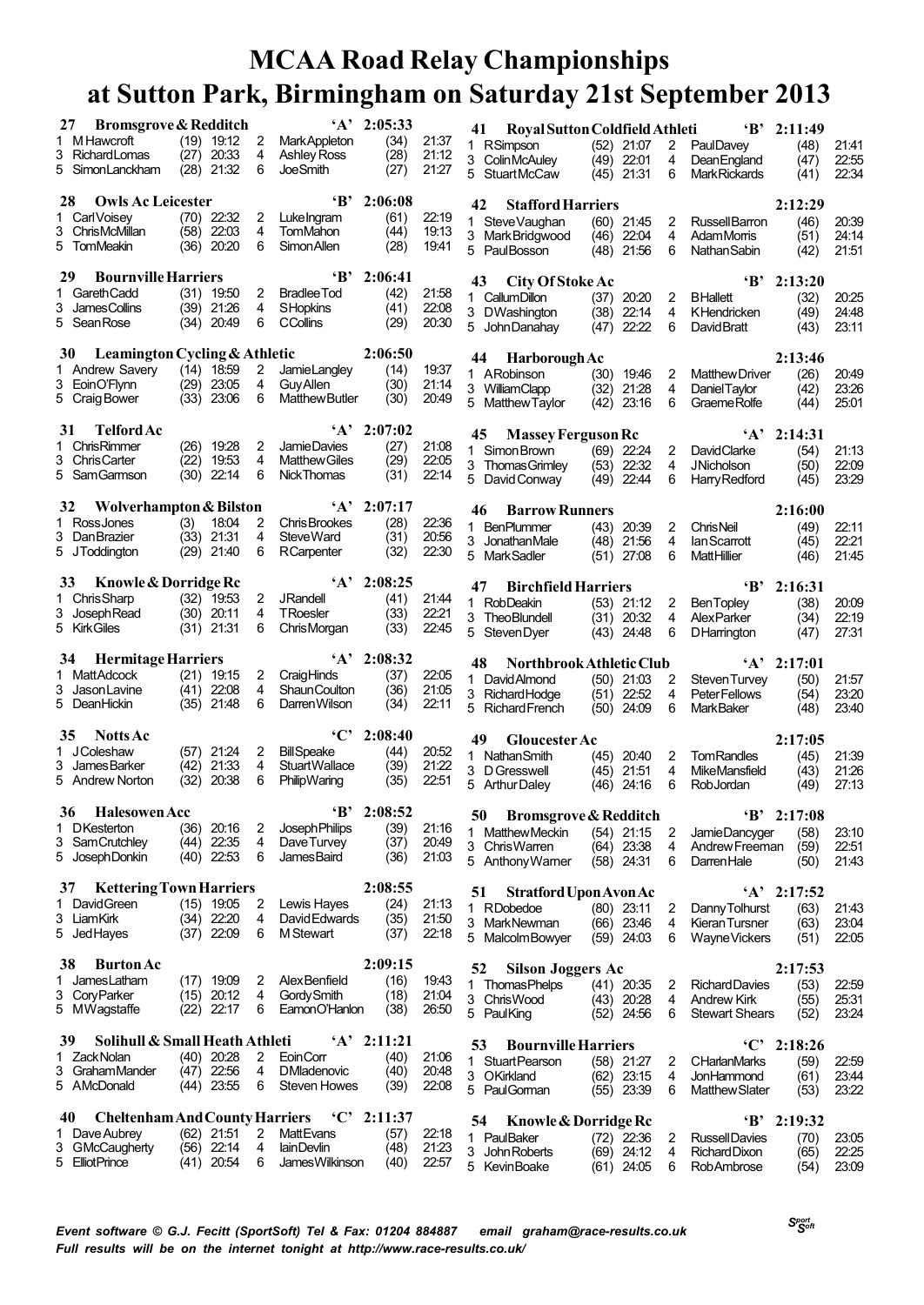# MCAA Road Relay Championships
# at Sutton Park, Birmingham on Saturday 21st September 2013

### 27 Bromsgrove & Redditch 'A' 2:05:33

| Leg | Name | Pos | Time | Leg | Name | Pos | Time |
|---|---|---|---|---|---|---|---|
| 1 | M Hawcroft | (19) | 19:12 | 2 | Mark Appleton | (34) | 21:37 |
| 3 | Richard Lomas | (27) | 20:33 | 4 | Ashley Ross | (28) | 21:12 |
| 5 | Simon Lanckham | (28) | 21:32 | 6 | Joe Smith | (27) | 21:27 |

### 28 Owls Ac Leicester 'B' 2:06:08

| Leg | Name | Pos | Time | Leg | Name | Pos | Time |
|---|---|---|---|---|---|---|---|
| 1 | Carl Voisey | (70) | 22:32 | 2 | Luke Ingram | (61) | 22:19 |
| 3 | Chris McMillan | (58) | 22:03 | 4 | Tom Mahon | (44) | 19:13 |
| 5 | Tom Meakin | (36) | 20:20 | 6 | Simon Allen | (28) | 19:41 |

### 29 Bournville Harriers 'B' 2:06:41

| Leg | Name | Pos | Time | Leg | Name | Pos | Time |
|---|---|---|---|---|---|---|---|
| 1 | Gareth Cadd | (31) | 19:50 | 2 | Bradlee Tod | (42) | 21:58 |
| 3 | James Collins | (39) | 21:26 | 4 | S Hopkins | (41) | 22:08 |
| 5 | Sean Rose | (34) | 20:49 | 6 | C Collins | (29) | 20:30 |

### 30 Leamington Cycling & Athletic 2:06:50

| Leg | Name | Pos | Time | Leg | Name | Pos | Time |
|---|---|---|---|---|---|---|---|
| 1 | Andrew Savery | (14) | 18:59 | 2 | Jamie Langley | (14) | 19:37 |
| 3 | Eoin O'Flynn | (29) | 23:05 | 4 | Guy Allen | (30) | 21:14 |
| 5 | Craig Bower | (33) | 23:06 | 6 | Matthew Butler | (30) | 20:49 |

### 31 Telford Ac 'A' 2:07:02

| Leg | Name | Pos | Time | Leg | Name | Pos | Time |
|---|---|---|---|---|---|---|---|
| 1 | Chris Rimmer | (26) | 19:28 | 2 | Jamie Davies | (27) | 21:08 |
| 3 | Chris Carter | (22) | 19:53 | 4 | Matthew Giles | (29) | 22:05 |
| 5 | Sam Garmson | (30) | 22:14 | 6 | Nick Thomas | (31) | 22:14 |

### 32 Wolverhampton & Bilston 'A' 2:07:17

| Leg | Name | Pos | Time | Leg | Name | Pos | Time |
|---|---|---|---|---|---|---|---|
| 1 | Ross Jones | (3) | 18:04 | 2 | Chris Brookes | (28) | 22:36 |
| 3 | Dan Brazier | (33) | 21:31 | 4 | Steve Ward | (31) | 20:56 |
| 5 | J Toddington | (29) | 21:40 | 6 | R Carpenter | (32) | 22:30 |

### 33 Knowle & Dorridge Rc 'A' 2:08:25

| Leg | Name | Pos | Time | Leg | Name | Pos | Time |
|---|---|---|---|---|---|---|---|
| 1 | Chris Sharp | (32) | 19:53 | 2 | J Randell | (41) | 21:44 |
| 3 | Joseph Read | (30) | 20:11 | 4 | T Roesler | (33) | 22:21 |
| 5 | Kirk Giles | (31) | 21:31 | 6 | Chris Morgan | (33) | 22:45 |

### 34 Hermitage Harriers 'A' 2:08:32

| Leg | Name | Pos | Time | Leg | Name | Pos | Time |
|---|---|---|---|---|---|---|---|
| 1 | Matt Adcock | (21) | 19:15 | 2 | Craig Hinds | (37) | 22:05 |
| 3 | Jason Lavine | (41) | 22:08 | 4 | Shaun Coulton | (36) | 21:05 |
| 5 | Dean Hickin | (35) | 21:48 | 6 | Darren Wilson | (34) | 22:11 |

### 35 Notts Ac 'C' 2:08:40

| Leg | Name | Pos | Time | Leg | Name | Pos | Time |
|---|---|---|---|---|---|---|---|
| 1 | J Coleshaw | (57) | 21:24 | 2 | Bill Speake | (44) | 20:52 |
| 3 | James Barker | (42) | 21:33 | 4 | Stuart Wallace | (39) | 21:22 |
| 5 | Andrew Norton | (32) | 20:38 | 6 | Philip Waring | (35) | 22:51 |

### 36 Halesowen Acc 'B' 2:08:52

| Leg | Name | Pos | Time | Leg | Name | Pos | Time |
|---|---|---|---|---|---|---|---|
| 1 | D Kesterton | (36) | 20:16 | 2 | Joseph Philips | (39) | 21:16 |
| 3 | Sam Crutchley | (44) | 22:35 | 4 | Dave Turvey | (37) | 20:49 |
| 5 | Joseph Donkin | (40) | 22:53 | 6 | James Baird | (36) | 21:03 |

### 37 Kettering Town Harriers 2:08:55

| Leg | Name | Pos | Time | Leg | Name | Pos | Time |
|---|---|---|---|---|---|---|---|
| 1 | David Green | (15) | 19:05 | 2 | Lewis Hayes | (24) | 21:13 |
| 3 | Liam Kirk | (34) | 22:20 | 4 | David Edwards | (35) | 21:50 |
| 5 | Jed Hayes | (37) | 22:09 | 6 | M Stewart | (37) | 22:18 |

### 38 Burton Ac 2:09:15

| Leg | Name | Pos | Time | Leg | Name | Pos | Time |
|---|---|---|---|---|---|---|---|
| 1 | James Latham | (17) | 19:09 | 2 | Alex Benfield | (16) | 19:43 |
| 3 | Cory Parker | (15) | 20:12 | 4 | Gordy Smith | (18) | 21:04 |
| 5 | M Wagstaffe | (22) | 22:17 | 6 | Eamon O'Hanlon | (38) | 26:50 |

### 39 Solihull & Small Heath Athleti 'A' 2:11:21

| Leg | Name | Pos | Time | Leg | Name | Pos | Time |
|---|---|---|---|---|---|---|---|
| 1 | Zack Nolan | (40) | 20:28 | 2 | Eoin Corr | (40) | 21:06 |
| 3 | Graham Mander | (47) | 22:56 | 4 | D Mladenovic | (40) | 20:48 |
| 5 | A McDonald | (44) | 23:55 | 6 | Steven Howes | (39) | 22:08 |

### 40 Cheltenham And County Harriers 'C' 2:11:37

| Leg | Name | Pos | Time | Leg | Name | Pos | Time |
|---|---|---|---|---|---|---|---|
| 1 | Dave Aubrey | (62) | 21:51 | 2 | Matt Evans | (57) | 22:18 |
| 3 | G McCaugherty | (56) | 22:14 | 4 | Iain Devlin | (48) | 21:23 |
| 5 | Elliot Prince | (41) | 20:54 | 6 | James Wilkinson | (40) | 22:57 |

### 41 Royal Sutton Coldfield Athleti 'B' 2:11:49

| Leg | Name | Pos | Time | Leg | Name | Pos | Time |
|---|---|---|---|---|---|---|---|
| 1 | R Simpson | (52) | 21:07 | 2 | Paul Davey | (48) | 21:41 |
| 3 | Colin McAuley | (49) | 22:01 | 4 | Dean England | (47) | 22:55 |
| 5 | Stuart McCaw | (45) | 21:31 | 6 | Mark Rickards | (41) | 22:34 |

### 42 Stafford Harriers 2:12:29

| Leg | Name | Pos | Time | Leg | Name | Pos | Time |
|---|---|---|---|---|---|---|---|
| 1 | Steve Vaughan | (60) | 21:45 | 2 | Russell Barron | (46) | 20:39 |
| 3 | Mark Bridgwood | (46) | 22:04 | 4 | Adam Morris | (51) | 24:14 |
| 5 | Paul Bosson | (48) | 21:56 | 6 | Nathan Sabin | (42) | 21:51 |

### 43 City Of Stoke Ac 'B' 2:13:20

| Leg | Name | Pos | Time | Leg | Name | Pos | Time |
|---|---|---|---|---|---|---|---|
| 1 | Callum Dillon | (37) | 20:20 | 2 | B Hallett | (32) | 20:25 |
| 3 | D Washington | (38) | 22:14 | 4 | K Hendricken | (49) | 24:48 |
| 5 | John Danahay | (47) | 22:22 | 6 | David Bratt | (43) | 23:11 |

### 44 Harborough Ac 2:13:46

| Leg | Name | Pos | Time | Leg | Name | Pos | Time |
|---|---|---|---|---|---|---|---|
| 1 | A Robinson | (30) | 19:46 | 2 | Matthew Driver | (26) | 20:49 |
| 3 | William Clapp | (32) | 21:28 | 4 | Daniel Taylor | (42) | 23:26 |
| 5 | Matthew Taylor | (42) | 23:16 | 6 | Graeme Rolfe | (44) | 25:01 |

### 45 Massey Ferguson Rc 'A' 2:14:31

| Leg | Name | Pos | Time | Leg | Name | Pos | Time |
|---|---|---|---|---|---|---|---|
| 1 | Simon Brown | (69) | 22:24 | 2 | David Clarke | (54) | 21:13 |
| 3 | Thomas Grimley | (53) | 22:32 | 4 | J Nicholson | (50) | 22:09 |
| 5 | David Conway | (49) | 22:44 | 6 | Harry Redford | (45) | 23:29 |

### 46 Barrow Runners 2:16:00

| Leg | Name | Pos | Time | Leg | Name | Pos | Time |
|---|---|---|---|---|---|---|---|
| 1 | Ben Plummer | (43) | 20:39 | 2 | Chris Neil | (49) | 22:11 |
| 3 | Jonathan Male | (48) | 21:56 | 4 | Ian Scarrott | (45) | 22:21 |
| 5 | Mark Sadler | (51) | 27:08 | 6 | Matt Hillier | (46) | 21:45 |

### 47 Birchfield Harriers 'B' 2:16:31

| Leg | Name | Pos | Time | Leg | Name | Pos | Time |
|---|---|---|---|---|---|---|---|
| 1 | Rob Deakin | (53) | 21:12 | 2 | Ben Topley | (38) | 20:09 |
| 3 | Theo Blundell | (31) | 20:32 | 4 | Alex Parker | (34) | 22:19 |
| 5 | Steven Dyer | (43) | 24:48 | 6 | D Harrington | (47) | 27:31 |

### 48 Northbrook Athletic Club 'A' 2:17:01

| Leg | Name | Pos | Time | Leg | Name | Pos | Time |
|---|---|---|---|---|---|---|---|
| 1 | David Almond | (50) | 21:03 | 2 | Steven Turvey | (50) | 21:57 |
| 3 | Richard Hodge | (51) | 22:52 | 4 | Peter Fellows | (54) | 23:20 |
| 5 | Richard French | (50) | 24:09 | 6 | Mark Baker | (48) | 23:40 |

### 49 Gloucester Ac 2:17:05

| Leg | Name | Pos | Time | Leg | Name | Pos | Time |
|---|---|---|---|---|---|---|---|
| 1 | Nathan Smith | (45) | 20:40 | 2 | Tom Randles | (45) | 21:39 |
| 3 | D Gresswell | (45) | 21:51 | 4 | Mike Mansfield | (43) | 21:26 |
| 5 | Arthur Daley | (46) | 24:16 | 6 | Rob Jordan | (49) | 27:13 |

### 50 Bromsgrove & Redditch 'B' 2:17:08

| Leg | Name | Pos | Time | Leg | Name | Pos | Time |
|---|---|---|---|---|---|---|---|
| 1 | Matthew Meckin | (54) | 21:15 | 2 | Jamie Dancyger | (58) | 23:10 |
| 3 | Chris Warren | (64) | 23:38 | 4 | Andrew Freeman | (59) | 22:51 |
| 5 | Anthony Warner | (58) | 24:31 | 6 | Darren Hale | (50) | 21:43 |

### 51 Stratford Upon Avon Ac 'A' 2:17:52

| Leg | Name | Pos | Time | Leg | Name | Pos | Time |
|---|---|---|---|---|---|---|---|
| 1 | R Dobedoe | (80) | 23:11 | 2 | Danny Tolhurst | (63) | 21:43 |
| 3 | Mark Newman | (66) | 23:46 | 4 | Kieran Tursner | (63) | 23:04 |
| 5 | Malcolm Bowyer | (59) | 24:03 | 6 | Wayne Vickers | (51) | 22:05 |

### 52 Silson Joggers Ac 2:17:53

| Leg | Name | Pos | Time | Leg | Name | Pos | Time |
|---|---|---|---|---|---|---|---|
| 1 | Thomas Phelps | (41) | 20:35 | 2 | Richard Davies | (53) | 22:59 |
| 3 | Chris Wood | (43) | 20:28 | 4 | Andrew Kirk | (55) | 25:31 |
| 5 | Paul King | (52) | 24:56 | 6 | Stewart Shears | (52) | 23:24 |

### 53 Bournville Harriers 'C' 2:18:26

| Leg | Name | Pos | Time | Leg | Name | Pos | Time |
|---|---|---|---|---|---|---|---|
| 1 | Stuart Pearson | (58) | 21:27 | 2 | C Harlan Marks | (59) | 22:59 |
| 3 | O Kirkland | (62) | 23:15 | 4 | Jon Hammond | (61) | 23:44 |
| 5 | Paul Gorman | (55) | 23:39 | 6 | Matthew Slater | (53) | 23:22 |

### 54 Knowle & Dorridge Rc 'B' 2:19:32

| Leg | Name | Pos | Time | Leg | Name | Pos | Time |
|---|---|---|---|---|---|---|---|
| 1 | Paul Baker | (72) | 22:36 | 2 | Russell Davies | (70) | 23:05 |
| 3 | John Roberts | (69) | 24:12 | 4 | Richard Dixon | (65) | 22:25 |
| 5 | Kevin Boake | (61) | 24:05 | 6 | Rob Ambrose | (54) | 23:09 |

*Event software © G.J. Fecitt (SportSoft) Tel & Fax: 01204 884887 email graham@race-results.co.uk*
*Full results will be on the internet tonight at http://www.race-results.co.uk/*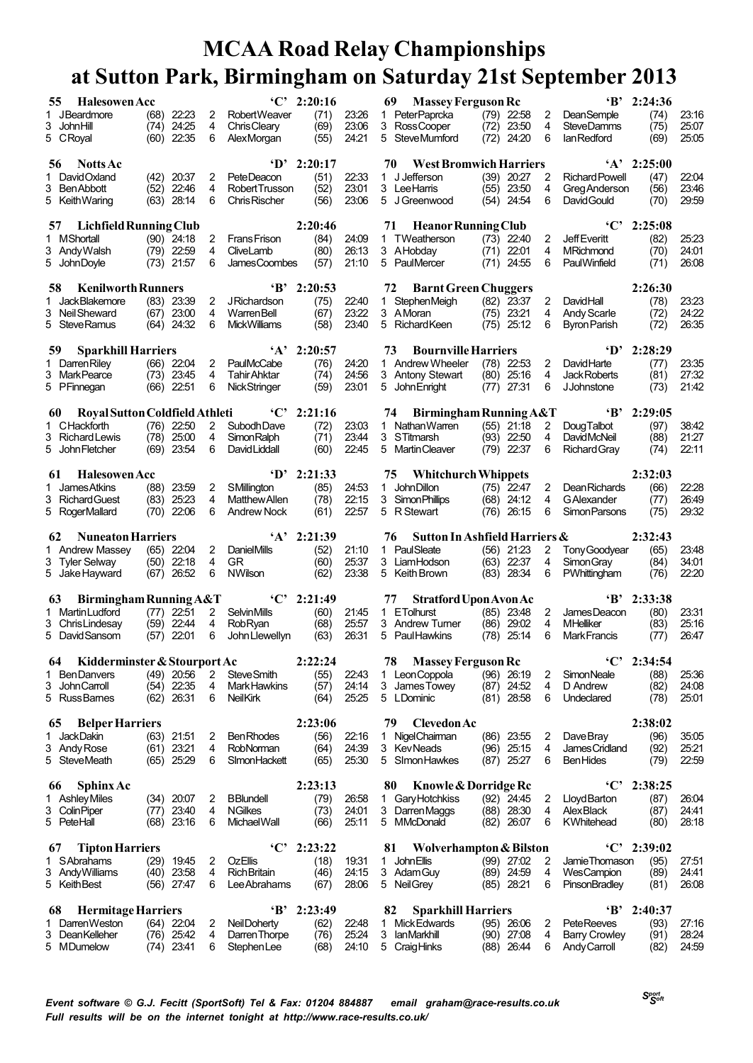# MCAA Road Relay Championships
# at Sutton Park, Birmingham on Saturday 21st September 2013

### 55 Halesowen Acc 'C' 2:20:16

| Leg | Name | Pos | Time | Leg | Name | Pos | Time |
|---|---|---|---|---|---|---|---|
| 1 | J Beardmore | (68) | 22:23 | 2 | Robert Weaver | (71) | 23:26 |
| 3 | John Hill | (74) | 24:25 | 4 | Chris Cleary | (69) | 23:06 |
| 5 | C Royal | (60) | 22:35 | 6 | Alex Morgan | (55) | 24:21 |

### 56 Notts Ac 'D' 2:20:17

| Leg | Name | Pos | Time | Leg | Name | Pos | Time |
|---|---|---|---|---|---|---|---|
| 1 | David Oxland | (42) | 20:37 | 2 | Pete Deacon | (51) | 22:33 |
| 3 | Ben Abbott | (52) | 22:46 | 4 | Robert Trusson | (52) | 23:01 |
| 5 | Keith Waring | (63) | 28:14 | 6 | Chris Rischer | (56) | 23:06 |

### 57 Lichfield Running Club 2:20:46

| Leg | Name | Pos | Time | Leg | Name | Pos | Time |
|---|---|---|---|---|---|---|---|
| 1 | M Shortall | (90) | 24:18 | 2 | Frans Frison | (84) | 24:09 |
| 3 | Andy Walsh | (79) | 22:59 | 4 | Clive Lamb | (80) | 26:13 |
| 5 | John Doyle | (73) | 21:57 | 6 | James Coombes | (57) | 21:10 |

### 58 Kenilworth Runners 'B' 2:20:53

| Leg | Name | Pos | Time | Leg | Name | Pos | Time |
|---|---|---|---|---|---|---|---|
| 1 | Jack Blakemore | (83) | 23:39 | 2 | J Richardson | (75) | 22:40 |
| 3 | Neil Sheward | (67) | 23:00 | 4 | Warren Bell | (67) | 23:22 |
| 5 | Steve Ramus | (64) | 24:32 | 6 | Mick Williams | (58) | 23:40 |

### 59 Sparkhill Harriers 'A' 2:20:57

| Leg | Name | Pos | Time | Leg | Name | Pos | Time |
|---|---|---|---|---|---|---|---|
| 1 | Darren Riley | (66) | 22:04 | 2 | Paul McCabe | (76) | 24:20 |
| 3 | Mark Pearce | (73) | 23:45 | 4 | Tahir Ahktar | (74) | 24:56 |
| 5 | P Finnegan | (66) | 22:51 | 6 | Nick Stringer | (59) | 23:01 |

### 60 Royal Sutton Coldfield Athleti 'C' 2:21:16

| Leg | Name | Pos | Time | Leg | Name | Pos | Time |
|---|---|---|---|---|---|---|---|
| 1 | C Hackforth | (76) | 22:50 | 2 | Subodh Dave | (72) | 23:03 |
| 3 | Richard Lewis | (78) | 25:00 | 4 | Simon Ralph | (71) | 23:44 |
| 5 | John Fletcher | (69) | 23:54 | 6 | David Liddall | (60) | 22:45 |

### 61 Halesowen Acc 'D' 2:21:33

| Leg | Name | Pos | Time | Leg | Name | Pos | Time |
|---|---|---|---|---|---|---|---|
| 1 | James Atkins | (88) | 23:59 | 2 | S Millington | (85) | 24:53 |
| 3 | Richard Guest | (83) | 25:23 | 4 | Matthew Allen | (78) | 22:15 |
| 5 | Roger Mallard | (70) | 22:06 | 6 | Andrew Nock | (61) | 22:57 |

### 62 Nuneaton Harriers 'A' 2:21:39

| Leg | Name | Pos | Time | Leg | Name | Pos | Time |
|---|---|---|---|---|---|---|---|
| 1 | Andrew Massey | (65) | 22:04 | 2 | Daniel Mills | (52) | 21:10 |
| 3 | Tyler Selway | (50) | 22:18 | 4 | GR | (60) | 25:37 |
| 5 | Jake Hayward | (67) | 26:52 | 6 | N Wilson | (62) | 23:38 |

### 63 Birmingham Running A&T 'C' 2:21:49

| Leg | Name | Pos | Time | Leg | Name | Pos | Time |
|---|---|---|---|---|---|---|---|
| 1 | Martin Ludford | (77) | 22:51 | 2 | Selvin Mills | (60) | 21:45 |
| 3 | Chris Lindesay | (59) | 22:44 | 4 | Rob Ryan | (68) | 25:57 |
| 5 | David Sansom | (57) | 22:01 | 6 | John Llewellyn | (63) | 26:31 |

### 64 Kidderminster & Stourport Ac 2:22:24

| Leg | Name | Pos | Time | Leg | Name | Pos | Time |
|---|---|---|---|---|---|---|---|
| 1 | Ben Danvers | (49) | 20:56 | 2 | Steve Smith | (55) | 22:43 |
| 3 | John Carroll | (54) | 22:35 | 4 | Mark Hawkins | (57) | 24:14 |
| 5 | Russ Barnes | (62) | 26:31 | 6 | Neil Kirk | (64) | 25:25 |

### 65 Belper Harriers 2:23:06

| Leg | Name | Pos | Time | Leg | Name | Pos | Time |
|---|---|---|---|---|---|---|---|
| 1 | Jack Dakin | (63) | 21:51 | 2 | Ben Rhodes | (56) | 22:16 |
| 3 | Andy Rose | (61) | 23:21 | 4 | Rob Norman | (64) | 24:39 |
| 5 | Steve Meath | (65) | 25:29 | 6 | Simon Hackett | (65) | 25:30 |

### 66 Sphinx Ac 2:23:13

| Leg | Name | Pos | Time | Leg | Name | Pos | Time |
|---|---|---|---|---|---|---|---|
| 1 | Ashley Miles | (34) | 20:07 | 2 | B Blundell | (79) | 26:58 |
| 3 | Colin Piper | (77) | 23:40 | 4 | N Gilkes | (73) | 24:01 |
| 5 | Pete Hall | (68) | 23:16 | 6 | Michael Wall | (66) | 25:11 |

### 67 Tipton Harriers 'C' 2:23:22

| Leg | Name | Pos | Time | Leg | Name | Pos | Time |
|---|---|---|---|---|---|---|---|
| 1 | S Abrahams | (29) | 19:45 | 2 | Oz Ellis | (18) | 19:31 |
| 3 | Andy Williams | (40) | 23:58 | 4 | Rich Britain | (46) | 24:15 |
| 5 | Keith Best | (56) | 27:47 | 6 | Lee Abrahams | (67) | 28:06 |

### 68 Hermitage Harriers 'B' 2:23:49

| Leg | Name | Pos | Time | Leg | Name | Pos | Time |
|---|---|---|---|---|---|---|---|
| 1 | Darren Weston | (64) | 22:04 | 2 | Neil Doherty | (62) | 22:48 |
| 3 | Dean Kelleher | (76) | 25:42 | 4 | Darren Thorpe | (76) | 25:24 |
| 5 | M Dumelow | (74) | 23:41 | 6 | Stephen Lee | (68) | 24:10 |

### 69 Massey Ferguson Rc 'B' 2:24:36

| Leg | Name | Pos | Time | Leg | Name | Pos | Time |
|---|---|---|---|---|---|---|---|
| 1 | Peter Paprcka | (79) | 22:58 | 2 | Dean Semple | (74) | 23:16 |
| 3 | Ross Cooper | (72) | 23:50 | 4 | Steve Damms | (75) | 25:07 |
| 5 | Steve Mumford | (72) | 24:20 | 6 | Ian Redford | (69) | 25:05 |

### 70 West Bromwich Harriers 'A' 2:25:00

| Leg | Name | Pos | Time | Leg | Name | Pos | Time |
|---|---|---|---|---|---|---|---|
| 1 | J Jefferson | (39) | 20:27 | 2 | Richard Powell | (47) | 22:04 |
| 3 | Lee Harris | (55) | 23:50 | 4 | Greg Anderson | (56) | 23:46 |
| 5 | J Greenwood | (54) | 24:54 | 6 | David Gould | (70) | 29:59 |

### 71 Heanor Running Club 'C' 2:25:08

| Leg | Name | Pos | Time | Leg | Name | Pos | Time |
|---|---|---|---|---|---|---|---|
| 1 | T Weatherson | (73) | 22:40 | 2 | Jeff Everitt | (82) | 25:23 |
| 3 | A Hobday | (71) | 22:01 | 4 | M Richmond | (70) | 24:01 |
| 5 | Paul Mercer | (71) | 24:55 | 6 | Paul Winfield | (71) | 26:08 |

### 72 Barnt Green Chuggers 2:26:30

| Leg | Name | Pos | Time | Leg | Name | Pos | Time |
|---|---|---|---|---|---|---|---|
| 1 | Stephen Meigh | (82) | 23:37 | 2 | David Hall | (78) | 23:23 |
| 3 | A Moran | (75) | 23:21 | 4 | Andy Scarle | (72) | 24:22 |
| 5 | Richard Keen | (75) | 25:12 | 6 | Byron Parish | (72) | 26:35 |

### 73 Bournville Harriers 'D' 2:28:29

| Leg | Name | Pos | Time | Leg | Name | Pos | Time |
|---|---|---|---|---|---|---|---|
| 1 | Andrew Wheeler | (78) | 22:53 | 2 | David Harte | (77) | 23:35 |
| 3 | Antony Stewart | (80) | 25:16 | 4 | Jack Roberts | (81) | 27:32 |
| 5 | John Enright | (77) | 27:31 | 6 | J Johnstone | (73) | 21:42 |

### 74 Birmingham Running A&T 'B' 2:29:05

| Leg | Name | Pos | Time | Leg | Name | Pos | Time |
|---|---|---|---|---|---|---|---|
| 1 | Nathan Warren | (55) | 21:18 | 2 | Doug Talbot | (97) | 38:42 |
| 3 | S Titmarsh | (93) | 22:50 | 4 | David McNeil | (88) | 21:27 |
| 5 | Martin Cleaver | (79) | 22:37 | 6 | Richard Gray | (74) | 22:11 |

### 75 Whitchurch Whippets 2:32:03

| Leg | Name | Pos | Time | Leg | Name | Pos | Time |
|---|---|---|---|---|---|---|---|
| 1 | John Dillon | (75) | 22:47 | 2 | Dean Richards | (66) | 22:28 |
| 3 | Simon Phillips | (68) | 24:12 | 4 | G Alexander | (77) | 26:49 |
| 5 | R Stewart | (76) | 26:15 | 6 | Simon Parsons | (75) | 29:32 |

### 76 Sutton In Ashfield Harriers & 2:32:43

| Leg | Name | Pos | Time | Leg | Name | Pos | Time |
|---|---|---|---|---|---|---|---|
| 1 | Paul Sleate | (56) | 21:23 | 2 | Tony Goodyear | (65) | 23:48 |
| 3 | Liam Hodson | (63) | 22:37 | 4 | Simon Gray | (84) | 34:01 |
| 5 | Keith Brown | (83) | 28:34 | 6 | P Whittingham | (76) | 22:20 |

### 77 Stratford Upon Avon Ac 'B' 2:33:38

| Leg | Name | Pos | Time | Leg | Name | Pos | Time |
|---|---|---|---|---|---|---|---|
| 1 | E Tolhurst | (85) | 23:48 | 2 | James Deacon | (80) | 23:31 |
| 3 | Andrew Turner | (86) | 29:02 | 4 | M Helliker | (83) | 25:16 |
| 5 | Paul Hawkins | (78) | 25:14 | 6 | Mark Francis | (77) | 26:47 |

### 78 Massey Ferguson Rc 'C' 2:34:54

| Leg | Name | Pos | Time | Leg | Name | Pos | Time |
|---|---|---|---|---|---|---|---|
| 1 | Leon Coppola | (96) | 26:19 | 2 | Simon Neale | (88) | 25:36 |
| 3 | James Towey | (87) | 24:52 | 4 | D Andrew | (82) | 24:08 |
| 5 | L Dominic | (81) | 28:58 | 6 | Undeclared | (78) | 25:01 |

### 79 Clevedon Ac 2:38:02

| Leg | Name | Pos | Time | Leg | Name | Pos | Time |
|---|---|---|---|---|---|---|---|
| 1 | Nigel Chairman | (86) | 23:55 | 2 | Dave Bray | (96) | 35:05 |
| 3 | Kev Neads | (96) | 25:15 | 4 | James Cridland | (92) | 25:21 |
| 5 | Simon Hawkes | (87) | 25:27 | 6 | Ben Hides | (79) | 22:59 |

### 80 Knowle & Dorridge Rc 'C' 2:38:25

| Leg | Name | Pos | Time | Leg | Name | Pos | Time |
|---|---|---|---|---|---|---|---|
| 1 | Gary Hotchkiss | (92) | 24:45 | 2 | Lloyd Barton | (87) | 26:04 |
| 3 | Darren Maggs | (88) | 28:30 | 4 | Alex Black | (87) | 24:41 |
| 5 | M McDonald | (82) | 26:07 | 6 | K Whitehead | (80) | 28:18 |

### 81 Wolverhampton & Bilston 'C' 2:39:02

| Leg | Name | Pos | Time | Leg | Name | Pos | Time |
|---|---|---|---|---|---|---|---|
| 1 | John Ellis | (99) | 27:02 | 2 | Jamie Thomason | (95) | 27:51 |
| 3 | Adam Guy | (89) | 24:59 | 4 | Wes Campion | (89) | 24:41 |
| 5 | Neil Grey | (85) | 28:21 | 6 | Pinson Bradley | (81) | 26:08 |

### 82 Sparkhill Harriers 'B' 2:40:37

| Leg | Name | Pos | Time | Leg | Name | Pos | Time |
|---|---|---|---|---|---|---|---|
| 1 | Mick Edwards | (95) | 26:06 | 2 | Pete Reeves | (93) | 27:16 |
| 3 | Ian Markhill | (90) | 27:08 | 4 | Barry Crowley | (91) | 28:24 |
| 5 | Craig Hinks | (88) | 26:44 | 6 | Andy Carroll | (82) | 24:59 |

*Event software © G.J. Fecitt (SportSoft) Tel & Fax: 01204 884887 email graham@race-results.co.uk*
*Full results will be on the internet tonight at http://www.race-results.co.uk/*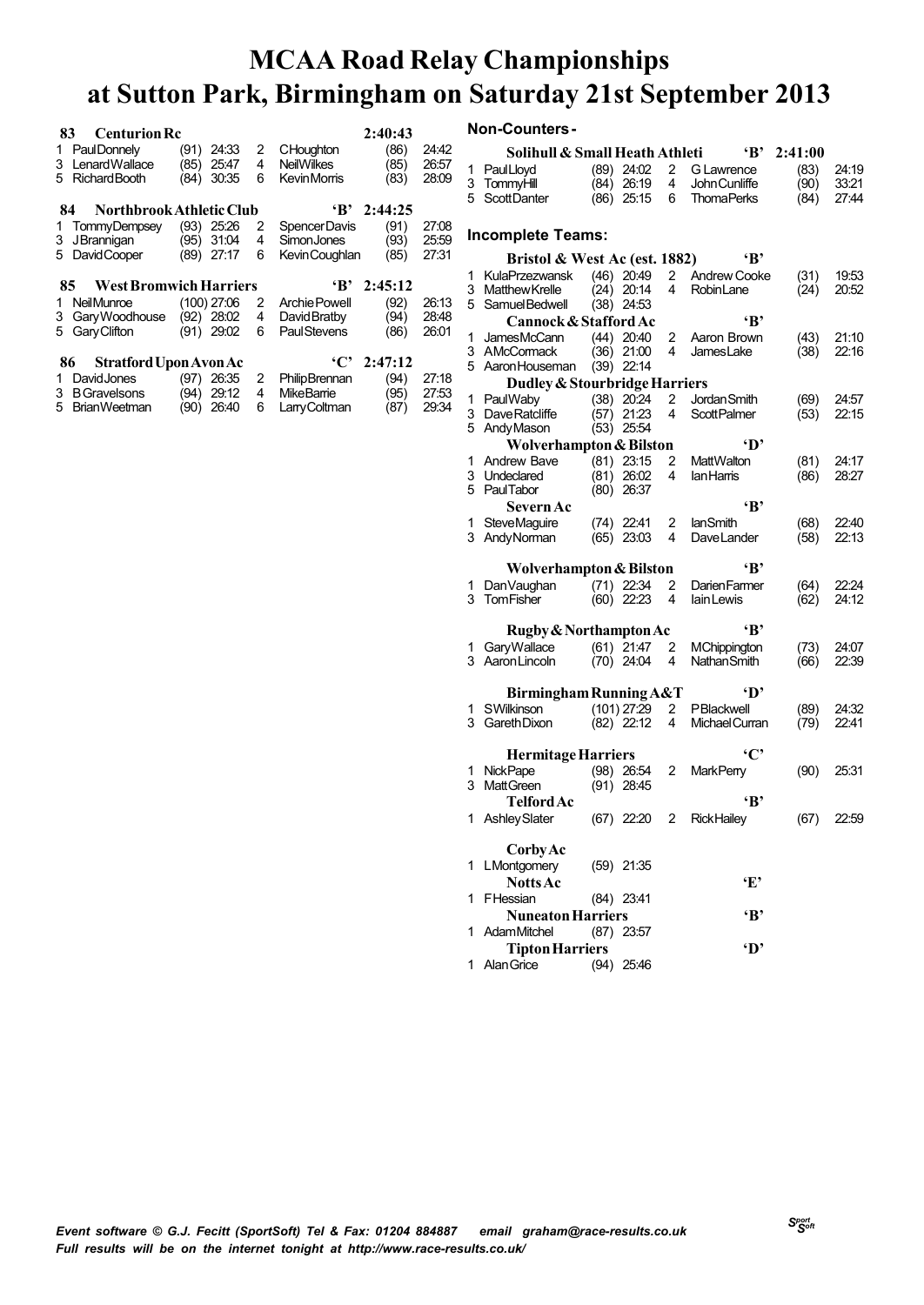# MCAA Road Relay Championships
# at Sutton Park, Birmingham on Saturday 21st September 2013

### 83 Centurion Rc — 2:40:43

| Leg | Name | Age | Time | Leg | Name | Age | Time |
|---|---|---|---|---|---|---|---|
| 1 | Paul Donnely | (91) | 24:33 | 2 | C Houghton | (86) | 24:42 |
| 3 | Lenard Wallace | (85) | 25:47 | 4 | Neil Wilkes | (85) | 26:57 |
| 5 | Richard Booth | (84) | 30:35 | 6 | Kevin Morris | (83) | 28:09 |

### 84 Northbrook Athletic Club 'B' — 2:44:25

| Leg | Name | Age | Time | Leg | Name | Age | Time |
|---|---|---|---|---|---|---|---|
| 1 | Tommy Dempsey | (93) | 25:26 | 2 | Spencer Davis | (91) | 27:08 |
| 3 | J Brannigan | (95) | 31:04 | 4 | Simon Jones | (93) | 25:59 |
| 5 | David Cooper | (89) | 27:17 | 6 | Kevin Coughlan | (85) | 27:31 |

### 85 West Bromwich Harriers 'B' — 2:45:12

| Leg | Name | Age | Time | Leg | Name | Age | Time |
|---|---|---|---|---|---|---|---|
| 1 | Neil Munroe | (100) | 27:06 | 2 | Archie Powell | (92) | 26:13 |
| 3 | Gary Woodhouse | (92) | 28:02 | 4 | David Bratby | (94) | 28:48 |
| 5 | Gary Clifton | (91) | 29:02 | 6 | Paul Stevens | (86) | 26:01 |

### 86 Stratford Upon Avon Ac 'C' — 2:47:12

| Leg | Name | Age | Time | Leg | Name | Age | Time |
|---|---|---|---|---|---|---|---|
| 1 | David Jones | (97) | 26:35 | 2 | Philip Brennan | (94) | 27:18 |
| 3 | B Gravelsons | (94) | 29:12 | 4 | Mike Barrie | (95) | 27:53 |
| 5 | Brian Weetman | (90) | 26:40 | 6 | Larry Coltman | (87) | 29:34 |

## Non-Counters -

### Solihull & Small Heath Athleti 'B' — 2:41:00

| Leg | Name | Age | Time | Leg | Name | Age | Time |
|---|---|---|---|---|---|---|---|
| 1 | Paul Lloyd | (89) | 24:02 | 2 | G Lawrence | (83) | 24:19 |
| 3 | Tommy Hill | (84) | 26:19 | 4 | John Cunliffe | (90) | 33:21 |
| 5 | Scott Danter | (86) | 25:15 | 6 | Thoma Perks | (84) | 27:44 |

## Incomplete Teams:

### Bristol & West Ac (est. 1882) 'B'

| Leg | Name | Age | Time | Leg | Name | Age | Time |
|---|---|---|---|---|---|---|---|
| 1 | Kula Przezwansk | (46) | 20:49 | 2 | Andrew Cooke | (31) | 19:53 |
| 3 | Matthew Krelle | (24) | 20:14 | 4 | Robin Lane | (24) | 20:52 |
| 5 | Samuel Bedwell | (38) | 24:53 | | | | |

### Cannock & Stafford Ac 'B'

| Leg | Name | Age | Time | Leg | Name | Age | Time |
|---|---|---|---|---|---|---|---|
| 1 | James McCann | (44) | 20:40 | 2 | Aaron Brown | (43) | 21:10 |
| 3 | A McCormack | (36) | 21:00 | 4 | James Lake | (38) | 22:16 |
| 5 | Aaron Houseman | (39) | 22:14 | | | | |

### Dudley & Stourbridge Harriers

| Leg | Name | Age | Time | Leg | Name | Age | Time |
|---|---|---|---|---|---|---|---|
| 1 | Paul Waby | (38) | 20:24 | 2 | Jordan Smith | (69) | 24:57 |
| 3 | Dave Ratcliffe | (57) | 21:23 | 4 | Scott Palmer | (53) | 22:15 |
| 5 | Andy Mason | (53) | 25:54 | | | | |

### Wolverhampton & Bilston 'D'

| Leg | Name | Age | Time | Leg | Name | Age | Time |
|---|---|---|---|---|---|---|---|
| 1 | Andrew Bave | (81) | 23:15 | 2 | Matt Walton | (81) | 24:17 |
| 3 | Undeclared | (81) | 26:02 | 4 | Ian Harris | (86) | 28:27 |
| 5 | Paul Tabor | (80) | 26:37 | | | | |

### Severn Ac 'B'

| Leg | Name | Age | Time | Leg | Name | Age | Time |
|---|---|---|---|---|---|---|---|
| 1 | Steve Maguire | (74) | 22:41 | 2 | Ian Smith | (68) | 22:40 |
| 3 | Andy Norman | (65) | 23:03 | 4 | Dave Lander | (58) | 22:13 |

### Wolverhampton & Bilston 'B'

| Leg | Name | Age | Time | Leg | Name | Age | Time |
|---|---|---|---|---|---|---|---|
| 1 | Dan Vaughan | (71) | 22:34 | 2 | Darien Farmer | (64) | 22:24 |
| 3 | Tom Fisher | (60) | 22:23 | 4 | Iain Lewis | (62) | 24:12 |

### Rugby & Northampton Ac 'B'

| Leg | Name | Age | Time | Leg | Name | Age | Time |
|---|---|---|---|---|---|---|---|
| 1 | Gary Wallace | (61) | 21:47 | 2 | M Chippington | (73) | 24:07 |
| 3 | Aaron Lincoln | (70) | 24:04 | 4 | Nathan Smith | (66) | 22:39 |

### Birmingham Running A&T 'D'

| Leg | Name | Age | Time | Leg | Name | Age | Time |
|---|---|---|---|---|---|---|---|
| 1 | S Wilkinson | (101) | 27:29 | 2 | P Blackwell | (89) | 24:32 |
| 3 | Gareth Dixon | (82) | 22:12 | 4 | Michael Curran | (79) | 22:41 |

### Hermitage Harriers 'C'

| Leg | Name | Age | Time | Leg | Name | Age | Time |
|---|---|---|---|---|---|---|---|
| 1 | Nick Pape | (98) | 26:54 | 2 | Mark Perry | (90) | 25:31 |
| 3 | Matt Green | (91) | 28:45 | | | | |

### Telford Ac 'B'

| Leg | Name | Age | Time | Leg | Name | Age | Time |
|---|---|---|---|---|---|---|---|
| 1 | Ashley Slater | (67) | 22:20 | 2 | Rick Hailey | (67) | 22:59 |

### Corby Ac

| Leg | Name | Age | Time |
|---|---|---|---|
| 1 | L Montgomery | (59) | 21:35 |

### Notts Ac 'E'

| Leg | Name | Age | Time |
|---|---|---|---|
| 1 | F Hessian | (84) | 23:41 |

### Nuneaton Harriers 'B'

| Leg | Name | Age | Time |
|---|---|---|---|
| 1 | Adam Mitchel | (87) | 23:57 |

### Tipton Harriers 'D'

| Leg | Name | Age | Time |
|---|---|---|---|
| 1 | Alan Grice | (94) | 25:46 |

*Event software © G.J. Fecitt (SportSoft) Tel & Fax: 01204 884887 email graham@race-results.co.uk*
*Full results will be on the internet tonight at http://www.race-results.co.uk/*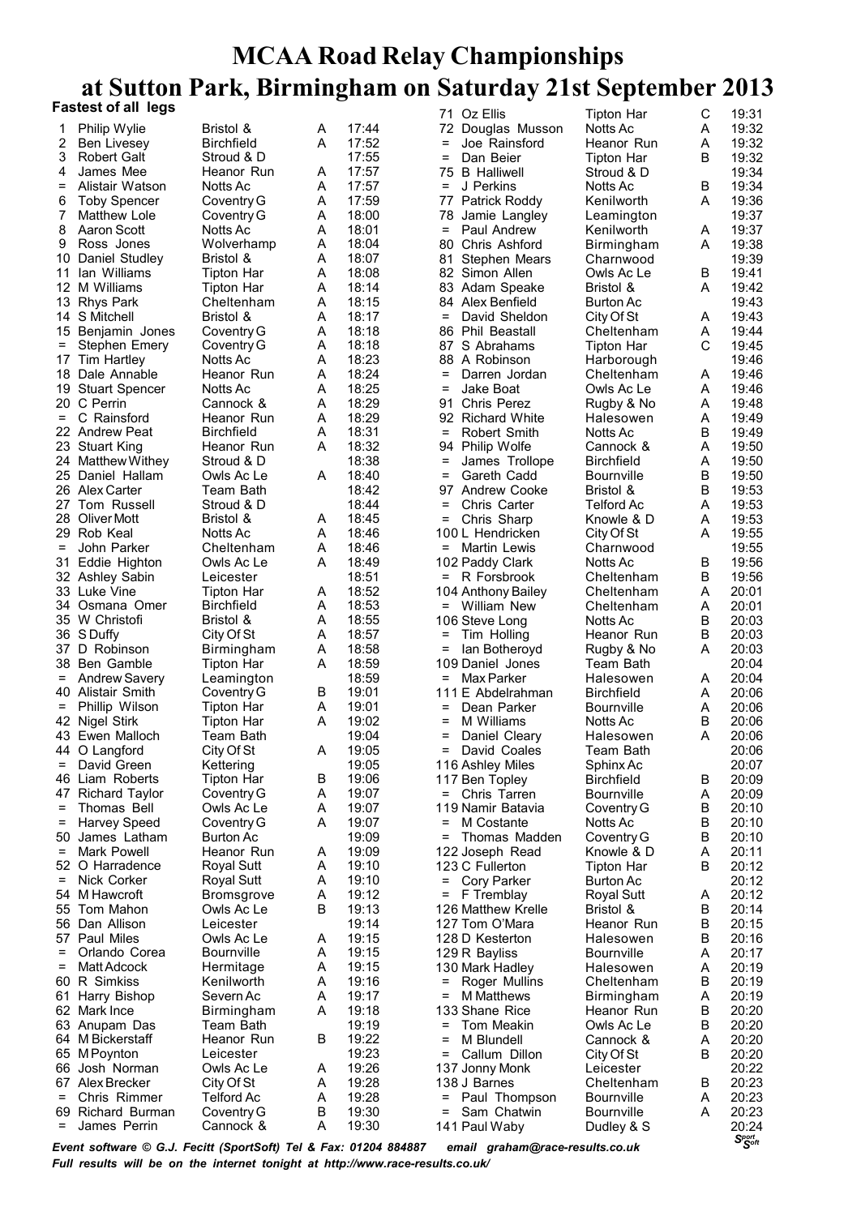# MCAA Road Relay Championships

# at Sutton Park, Birmingham on Saturday 21st September 2013

**Fastest of all legs**

| Pos | Name | Club | Team | Time |
|---|---|---|---|---|
| 1 | Philip Wylie | Bristol & | A | 17:44 |
| 2 | Ben Livesey | Birchfield | A | 17:52 |
| 3 | Robert Galt | Stroud & D | | 17:55 |
| 4 | James Mee | Heanor Run | A | 17:57 |
| = | Alistair Watson | Notts Ac | A | 17:57 |
| 6 | Toby Spencer | Coventry G | A | 17:59 |
| 7 | Matthew Lole | Coventry G | A | 18:00 |
| 8 | Aaron Scott | Notts Ac | A | 18:01 |
| 9 | Ross Jones | Wolverhamp | A | 18:04 |
| 10 | Daniel Studley | Bristol & | A | 18:07 |
| 11 | Ian Williams | Tipton Har | A | 18:08 |
| 12 | M Williams | Tipton Har | A | 18:14 |
| 13 | Rhys Park | Cheltenham | A | 18:15 |
| 14 | S Mitchell | Bristol & | A | 18:17 |
| 15 | Benjamin Jones | Coventry G | A | 18:18 |
| = | Stephen Emery | Coventry G | A | 18:18 |
| 17 | Tim Hartley | Notts Ac | A | 18:23 |
| 18 | Dale Annable | Heanor Run | A | 18:24 |
| 19 | Stuart Spencer | Notts Ac | A | 18:25 |
| 20 | C Perrin | Cannock & | A | 18:29 |
| = | C Rainsford | Heanor Run | A | 18:29 |
| 22 | Andrew Peat | Birchfield | A | 18:31 |
| 23 | Stuart King | Heanor Run | A | 18:32 |
| 24 | Matthew Withey | Stroud & D | | 18:38 |
| 25 | Daniel Hallam | Owls Ac Le | A | 18:40 |
| 26 | Alex Carter | Team Bath | | 18:42 |
| 27 | Tom Russell | Stroud & D | | 18:44 |
| 28 | Oliver Mott | Bristol & | A | 18:45 |
| 29 | Rob Keal | Notts Ac | A | 18:46 |
| = | John Parker | Cheltenham | A | 18:46 |
| 31 | Eddie Highton | Owls Ac Le | A | 18:49 |
| 32 | Ashley Sabin | Leicester | | 18:51 |
| 33 | Luke Vine | Tipton Har | A | 18:52 |
| 34 | Osmana Omer | Birchfield | A | 18:53 |
| 35 | W Christofi | Bristol & | A | 18:55 |
| 36 | S Duffy | City Of St | A | 18:57 |
| 37 | D Robinson | Birmingham | A | 18:58 |
| 38 | Ben Gamble | Tipton Har | A | 18:59 |
| = | Andrew Savery | Leamington | | 18:59 |
| 40 | Alistair Smith | Coventry G | B | 19:01 |
| = | Phillip Wilson | Tipton Har | A | 19:01 |
| 42 | Nigel Stirk | Tipton Har | A | 19:02 |
| 43 | Ewen Malloch | Team Bath | | 19:04 |
| 44 | O Langford | City Of St | A | 19:05 |
| = | David Green | Kettering | | 19:05 |
| 46 | Liam Roberts | Tipton Har | B | 19:06 |
| 47 | Richard Taylor | Coventry G | A | 19:07 |
| = | Thomas Bell | Owls Ac Le | A | 19:07 |
| = | Harvey Speed | Coventry G | A | 19:07 |
| 50 | James Latham | Burton Ac | | 19:09 |
| = | Mark Powell | Heanor Run | A | 19:09 |
| 52 | O Harradence | Royal Sutt | A | 19:10 |
| = | Nick Corker | Royal Sutt | A | 19:10 |
| 54 | M Hawcroft | Bromsgrove | A | 19:12 |
| 55 | Tom Mahon | Owls Ac Le | B | 19:13 |
| 56 | Dan Allison | Leicester | | 19:14 |
| 57 | Paul Miles | Owls Ac Le | A | 19:15 |
| = | Orlando Corea | Bournville | A | 19:15 |
| = | Matt Adcock | Hermitage | A | 19:15 |
| 60 | R Simkiss | Kenilworth | A | 19:16 |
| 61 | Harry Bishop | Severn Ac | A | 19:17 |
| 62 | Mark Ince | Birmingham | A | 19:18 |
| 63 | Anupam Das | Team Bath | | 19:19 |
| 64 | M Bickerstaff | Heanor Run | B | 19:22 |
| 65 | M Poynton | Leicester | | 19:23 |
| 66 | Josh Norman | Owls Ac Le | A | 19:26 |
| 67 | Alex Brecker | City Of St | A | 19:28 |
| = | Chris Rimmer | Telford Ac | A | 19:28 |
| 69 | Richard Burman | Coventry G | B | 19:30 |
| = | James Perrin | Cannock & | A | 19:30 |
| 71 | Oz Ellis | Tipton Har | C | 19:31 |
| 72 | Douglas Musson | Notts Ac | A | 19:32 |
| = | Joe Rainsford | Heanor Run | A | 19:32 |
| = | Dan Beier | Tipton Har | B | 19:32 |
| 75 | B Halliwell | Stroud & D | | 19:34 |
| = | J Perkins | Notts Ac | B | 19:34 |
| 77 | Patrick Roddy | Kenilworth | A | 19:36 |
| 78 | Jamie Langley | Leamington | | 19:37 |
| = | Paul Andrew | Kenilworth | A | 19:37 |
| 80 | Chris Ashford | Birmingham | A | 19:38 |
| 81 | Stephen Mears | Charnwood | | 19:39 |
| 82 | Simon Allen | Owls Ac Le | B | 19:41 |
| 83 | Adam Speake | Bristol & | A | 19:42 |
| 84 | Alex Benfield | Burton Ac | | 19:43 |
| = | David Sheldon | City Of St | A | 19:43 |
| 86 | Phil Beastall | Cheltenham | A | 19:44 |
| 87 | S Abrahams | Tipton Har | C | 19:45 |
| 88 | A Robinson | Harborough | | 19:46 |
| = | Darren Jordan | Cheltenham | A | 19:46 |
| = | Jake Boat | Owls Ac Le | A | 19:46 |
| 91 | Chris Perez | Rugby & No | A | 19:48 |
| 92 | Richard White | Halesowen | A | 19:49 |
| = | Robert Smith | Notts Ac | B | 19:49 |
| 94 | Philip Wolfe | Cannock & | A | 19:50 |
| = | James Trollope | Birchfield | A | 19:50 |
| = | Gareth Cadd | Bournville | B | 19:50 |
| 97 | Andrew Cooke | Bristol & | B | 19:53 |
| = | Chris Carter | Telford Ac | A | 19:53 |
| = | Chris Sharp | Knowle & D | A | 19:53 |
| 100 | L Hendricken | City Of St | A | 19:55 |
| = | Martin Lewis | Charnwood | | 19:55 |
| 102 | Paddy Clark | Notts Ac | B | 19:56 |
| = | R Forsbrook | Cheltenham | B | 19:56 |
| 104 | Anthony Bailey | Cheltenham | A | 20:01 |
| = | William New | Cheltenham | A | 20:01 |
| 106 | Steve Long | Notts Ac | B | 20:03 |
| = | Tim Holling | Heanor Run | B | 20:03 |
| = | Ian Botheroyd | Rugby & No | A | 20:03 |
| 109 | Daniel Jones | Team Bath | | 20:04 |
| = | Max Parker | Halesowen | A | 20:04 |
| 111 | E Abdelrahman | Birchfield | A | 20:06 |
| = | Dean Parker | Bournville | A | 20:06 |
| = | M Williams | Notts Ac | B | 20:06 |
| = | Daniel Cleary | Halesowen | A | 20:06 |
| = | David Coales | Team Bath | | 20:06 |
| 116 | Ashley Miles | Sphinx Ac | | 20:07 |
| 117 | Ben Topley | Birchfield | B | 20:09 |
| = | Chris Tarren | Bournville | A | 20:09 |
| 119 | Namir Batavia | Coventry G | B | 20:10 |
| = | M Costante | Notts Ac | B | 20:10 |
| = | Thomas Madden | Coventry G | B | 20:10 |
| 122 | Joseph Read | Knowle & D | A | 20:11 |
| 123 | C Fullerton | Tipton Har | B | 20:12 |
| = | Cory Parker | Burton Ac | | 20:12 |
| = | F Tremblay | Royal Sutt | A | 20:12 |
| 126 | Matthew Krelle | Bristol & | B | 20:14 |
| 127 | Tom O'Mara | Heanor Run | B | 20:15 |
| 128 | D Kesterton | Halesowen | B | 20:16 |
| 129 | R Bayliss | Bournville | A | 20:17 |
| 130 | Mark Hadley | Halesowen | A | 20:19 |
| = | Roger Mullins | Cheltenham | B | 20:19 |
| = | M Matthews | Birmingham | A | 20:19 |
| 133 | Shane Rice | Heanor Run | B | 20:20 |
| = | Tom Meakin | Owls Ac Le | B | 20:20 |
| = | M Blundell | Cannock & | A | 20:20 |
| = | Callum Dillon | City Of St | B | 20:20 |
| 137 | Jonny Monk | Leicester | | 20:22 |
| 138 | J Barnes | Cheltenham | B | 20:23 |
| = | Paul Thompson | Bournville | A | 20:23 |
| = | Sam Chatwin | Bournville | A | 20:23 |
| 141 | Paul Waby | Dudley & S | | 20:24 |

*Event software © G.J. Fecitt (SportSoft) Tel & Fax: 01204 884887 email graham@race-results.co.uk*

*Full results will be on the internet tonight at http://www.race-results.co.uk/*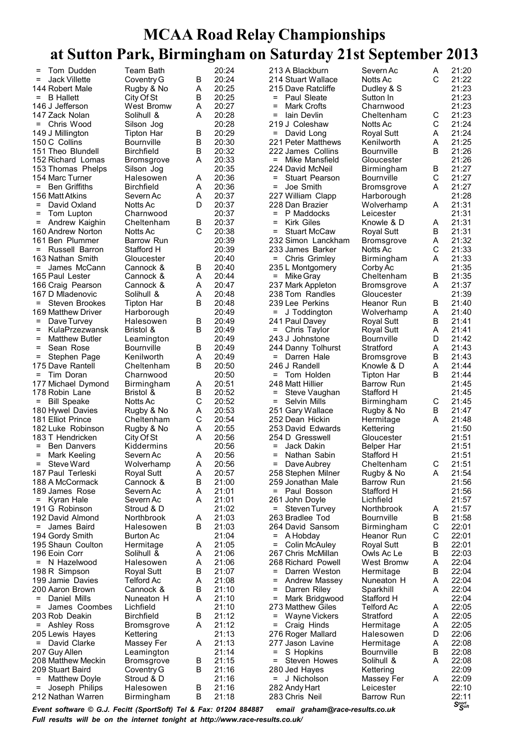# MCAA Road Relay Championships
# at Sutton Park, Birmingham on Saturday 21st September 2013

| Pos | Name | Club | Team | Time |
|---|---|---|---|---|
| = | Tom Dudden | Team Bath | | 20:24 |
| = | Jack Villette | Coventry G | B | 20:24 |
| 144 | Robert Male | Rugby & No | A | 20:25 |
| = | B Hallett | City Of St | B | 20:25 |
| 146 | J Jefferson | West Bromw | A | 20:27 |
| 147 | Zack Nolan | Solihull & | A | 20:28 |
| = | Chris Wood | Silson Jog | | 20:28 |
| 149 | J Millington | Tipton Har | B | 20:29 |
| 150 | C Collins | Bournville | B | 20:30 |
| 151 | Theo Blundell | Birchfield | B | 20:32 |
| 152 | Richard Lomas | Bromsgrove | A | 20:33 |
| 153 | Thomas Phelps | Silson Jog | | 20:35 |
| 154 | Marc Turner | Halesowen | A | 20:36 |
| = | Ben Griffiths | Birchfield | A | 20:36 |
| 156 | Matt Atkins | Severn Ac | A | 20:37 |
| = | David Oxland | Notts Ac | D | 20:37 |
| = | Tom Lupton | Charnwood | | 20:37 |
| = | Andrew Kaighin | Cheltenham | B | 20:37 |
| 160 | Andrew Norton | Notts Ac | C | 20:38 |
| 161 | Ben Plummer | Barrow Run | | 20:39 |
| = | Russell Barron | Stafford H | | 20:39 |
| 163 | Nathan Smith | Gloucester | | 20:40 |
| = | James McCann | Cannock & | B | 20:40 |
| 165 | Paul Lester | Cannock & | A | 20:44 |
| 166 | Craig Pearson | Cannock & | A | 20:47 |
| 167 | D Mladenovic | Solihull & | A | 20:48 |
| = | Steven Brookes | Tipton Har | B | 20:48 |
| 169 | Matthew Driver | Harborough | | 20:49 |
| = | Dave Turvey | Halesowen | B | 20:49 |
| = | KulaPrzezwansk | Bristol & | B | 20:49 |
| = | Matthew Butler | Leamington | | 20:49 |
| = | Sean Rose | Bournville | B | 20:49 |
| = | Stephen Page | Kenilworth | A | 20:49 |
| 175 | Dave Rantell | Cheltenham | B | 20:50 |
| = | Tim Doran | Charnwood | | 20:50 |
| 177 | Michael Dymond | Birmingham | A | 20:51 |
| 178 | Robin Lane | Bristol & | B | 20:52 |
| = | Bill Speake | Notts Ac | C | 20:52 |
| 180 | Hywel Davies | Rugby & No | A | 20:53 |
| 181 | Elliot Prince | Cheltenham | C | 20:54 |
| 182 | Luke Robinson | Rugby & No | A | 20:55 |
| 183 | T Hendricken | City Of St | A | 20:56 |
| = | Ben Danvers | Kiddermins | | 20:56 |
| = | Mark Keeling | Severn Ac | A | 20:56 |
| = | Steve Ward | Wolverhamp | A | 20:56 |
| 187 | Paul Terleski | Royal Sutt | A | 20:57 |
| 188 | A McCormack | Cannock & | B | 21:00 |
| 189 | James Rose | Severn Ac | A | 21:01 |
| = | Kyran Hale | Severn Ac | A | 21:01 |
| 191 | G Robinson | Stroud & D | | 21:02 |
| 192 | David Almond | Northbrook | A | 21:03 |
| = | James Baird | Halesowen | B | 21:03 |
| 194 | Gordy Smith | Burton Ac | | 21:04 |
| 195 | Shaun Coulton | Hermitage | A | 21:05 |
| 196 | Eoin Corr | Solihull & | A | 21:06 |
| = | N Hazelwood | Halesowen | A | 21:06 |
| 198 | R Simpson | Royal Sutt | B | 21:07 |
| 199 | Jamie Davies | Telford Ac | A | 21:08 |
| 200 | Aaron Brown | Cannock & | B | 21:10 |
| = | Daniel Mills | Nuneaton H | A | 21:10 |
| = | James Coombes | Lichfield | | 21:10 |
| 203 | Rob Deakin | Birchfield | B | 21:12 |
| = | Ashley Ross | Bromsgrove | A | 21:12 |
| 205 | Lewis Hayes | Kettering | | 21:13 |
| = | David Clarke | Massey Fer | A | 21:13 |
| 207 | Guy Allen | Leamington | | 21:14 |
| 208 | Matthew Meckin | Bromsgrove | B | 21:15 |
| 209 | Stuart Baird | Coventry G | B | 21:16 |
| = | Matthew Doyle | Stroud & D | | 21:16 |
| = | Joseph Philips | Halesowen | B | 21:16 |
| 212 | Nathan Warren | Birmingham | B | 21:18 |
| 213 | A Blackburn | Severn Ac | A | 21:20 |
| 214 | Stuart Wallace | Notts Ac | C | 21:22 |
| 215 | Dave Ratcliffe | Dudley & S | | 21:23 |
| = | Paul Sleate | Sutton In | | 21:23 |
| = | Mark Crofts | Charnwood | | 21:23 |
| = | Iain Devlin | Cheltenham | C | 21:23 |
| 219 | J Coleshaw | Notts Ac | C | 21:24 |
| = | David Long | Royal Sutt | A | 21:24 |
| 221 | Peter Matthews | Kenilworth | A | 21:25 |
| 222 | James Collins | Bournville | B | 21:26 |
| = | Mike Mansfield | Gloucester | | 21:26 |
| 224 | David McNeil | Birmingham | B | 21:27 |
| = | Stuart Pearson | Bournville | C | 21:27 |
| = | Joe Smith | Bromsgrove | A | 21:27 |
| 227 | William Clapp | Harborough | | 21:28 |
| 228 | Dan Brazier | Wolverhamp | A | 21:31 |
| = | P Maddocks | Leicester | | 21:31 |
| = | Kirk Giles | Knowle & D | A | 21:31 |
| = | Stuart McCaw | Royal Sutt | B | 21:31 |
| 232 | Simon Lanckham | Bromsgrove | A | 21:32 |
| 233 | James Barker | Notts Ac | C | 21:33 |
| = | Chris Grimley | Birmingham | A | 21:33 |
| 235 | L Montgomery | Corby Ac | | 21:35 |
| = | Mike Gray | Cheltenham | B | 21:35 |
| 237 | Mark Appleton | Bromsgrove | A | 21:37 |
| 238 | Tom Randles | Gloucester | | 21:39 |
| 239 | Lee Perkins | Heanor Run | B | 21:40 |
| = | J Toddington | Wolverhamp | A | 21:40 |
| 241 | Paul Davey | Royal Sutt | B | 21:41 |
| = | Chris Taylor | Royal Sutt | A | 21:41 |
| 243 | J Johnstone | Bournville | D | 21:42 |
| 244 | Danny Tolhurst | Stratford | A | 21:43 |
| = | Darren Hale | Bromsgrove | B | 21:43 |
| 246 | J Randell | Knowle & D | A | 21:44 |
| = | Tom Holden | Tipton Har | B | 21:44 |
| 248 | Matt Hillier | Barrow Run | | 21:45 |
| = | Steve Vaughan | Stafford H | | 21:45 |
| = | Selvin Mills | Birmingham | C | 21:45 |
| 251 | Gary Wallace | Rugby & No | B | 21:47 |
| 252 | Dean Hickin | Hermitage | A | 21:48 |
| 253 | David Edwards | Kettering | | 21:50 |
| 254 | D Gresswell | Gloucester | | 21:51 |
| = | Jack Dakin | Belper Har | | 21:51 |
| = | Nathan Sabin | Stafford H | | 21:51 |
| = | Dave Aubrey | Cheltenham | C | 21:51 |
| 258 | Stephen Milner | Rugby & No | A | 21:54 |
| 259 | Jonathan Male | Barrow Run | | 21:56 |
| = | Paul Bosson | Stafford H | | 21:56 |
| 261 | John Doyle | Lichfield | | 21:57 |
| = | Steven Turvey | Northbrook | A | 21:57 |
| 263 | Bradlee Tod | Bournville | B | 21:58 |
| 264 | David Sansom | Birmingham | C | 22:01 |
| = | A Hobday | Heanor Run | C | 22:01 |
| = | Colin McAuley | Royal Sutt | B | 22:01 |
| 267 | Chris McMillan | Owls Ac Le | B | 22:03 |
| 268 | Richard Powell | West Bromw | A | 22:04 |
| = | Darren Weston | Hermitage | B | 22:04 |
| = | Andrew Massey | Nuneaton H | A | 22:04 |
| = | Darren Riley | Sparkhill | A | 22:04 |
| = | Mark Bridgwood | Stafford H | | 22:04 |
| 273 | Matthew Giles | Telford Ac | A | 22:05 |
| = | Wayne Vickers | Stratford | A | 22:05 |
| = | Craig Hinds | Hermitage | A | 22:05 |
| 276 | Roger Mallard | Halesowen | D | 22:06 |
| 277 | Jason Lavine | Hermitage | A | 22:08 |
| = | S Hopkins | Bournville | B | 22:08 |
| = | Steven Howes | Solihull & | A | 22:08 |
| 280 | Jed Hayes | Kettering | | 22:09 |
| = | J Nicholson | Massey Fer | A | 22:09 |
| 282 | Andy Hart | Leicester | | 22:10 |
| 283 | Chris Neil | Barrow Run | | 22:11 |

*Event software © G.J. Fecitt (SportSoft) Tel & Fax: 01204 884887 email graham@race-results.co.uk*

*Full results will be on the internet tonight at http://www.race-results.co.uk/*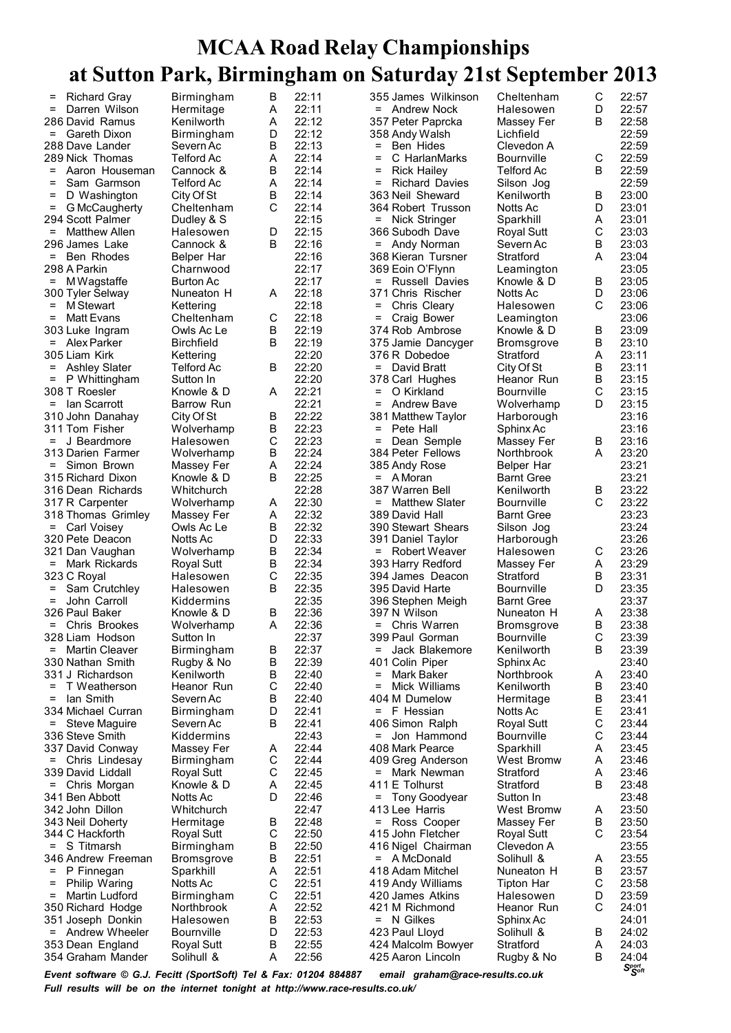# MCAA Road Relay Championships at Sutton Park, Birmingham on Saturday 21st September 2013

| Pos | Name | Club | Team | Time |
|---|---|---|---|---|
| = | Richard Gray | Birmingham | B | 22:11 |
| = | Darren Wilson | Hermitage | A | 22:11 |
| 286 | David Ramus | Kenilworth | A | 22:12 |
| = | Gareth Dixon | Birmingham | D | 22:12 |
| 288 | Dave Lander | Severn Ac | B | 22:13 |
| 289 | Nick Thomas | Telford Ac | A | 22:14 |
| = | Aaron Houseman | Cannock & | B | 22:14 |
| = | Sam Garmson | Telford Ac | A | 22:14 |
| = | D Washington | City Of St | B | 22:14 |
| = | G McCaugherty | Cheltenham | C | 22:14 |
| 294 | Scott Palmer | Dudley & S | | 22:15 |
| = | Matthew Allen | Halesowen | D | 22:15 |
| 296 | James Lake | Cannock & | B | 22:16 |
| = | Ben Rhodes | Belper Har | | 22:16 |
| 298 | A Parkin | Charnwood | | 22:17 |
| = | M Wagstaffe | Burton Ac | | 22:17 |
| 300 | Tyler Selway | Nuneaton H | A | 22:18 |
| = | M Stewart | Kettering | | 22:18 |
| = | Matt Evans | Cheltenham | C | 22:18 |
| 303 | Luke Ingram | Owls Ac Le | B | 22:19 |
| = | Alex Parker | Birchfield | B | 22:19 |
| 305 | Liam Kirk | Kettering | | 22:20 |
| = | Ashley Slater | Telford Ac | B | 22:20 |
| = | P Whittingham | Sutton In | | 22:20 |
| 308 | T Roesler | Knowle & D | A | 22:21 |
| = | Ian Scarrott | Barrow Run | | 22:21 |
| 310 | John Danahay | City Of St | B | 22:22 |
| 311 | Tom Fisher | Wolverhamp | B | 22:23 |
| = | J Beardmore | Halesowen | C | 22:23 |
| 313 | Darien Farmer | Wolverhamp | B | 22:24 |
| = | Simon Brown | Massey Fer | A | 22:24 |
| 315 | Richard Dixon | Knowle & D | B | 22:25 |
| 316 | Dean Richards | Whitchurch | | 22:28 |
| 317 | R Carpenter | Wolverhamp | A | 22:30 |
| 318 | Thomas Grimley | Massey Fer | A | 22:32 |
| = | Carl Voisey | Owls Ac Le | B | 22:32 |
| 320 | Pete Deacon | Notts Ac | D | 22:33 |
| 321 | Dan Vaughan | Wolverhamp | B | 22:34 |
| = | Mark Rickards | Royal Sutt | B | 22:34 |
| 323 | C Royal | Halesowen | C | 22:35 |
| = | Sam Crutchley | Halesowen | B | 22:35 |
| = | John Carroll | Kiddermins | | 22:35 |
| 326 | Paul Baker | Knowle & D | B | 22:36 |
| = | Chris Brookes | Wolverhamp | A | 22:36 |
| 328 | Liam Hodson | Sutton In | | 22:37 |
| = | Martin Cleaver | Birmingham | B | 22:37 |
| 330 | Nathan Smith | Rugby & No | B | 22:39 |
| 331 | J Richardson | Kenilworth | B | 22:40 |
| = | T Weatherson | Heanor Run | C | 22:40 |
| = | Ian Smith | Severn Ac | B | 22:40 |
| 334 | Michael Curran | Birmingham | D | 22:41 |
| = | Steve Maguire | Severn Ac | B | 22:41 |
| 336 | Steve Smith | Kiddermins | | 22:43 |
| 337 | David Conway | Massey Fer | A | 22:44 |
| = | Chris Lindesay | Birmingham | C | 22:44 |
| 339 | David Liddall | Royal Sutt | C | 22:45 |
| = | Chris Morgan | Knowle & D | A | 22:45 |
| 341 | Ben Abbott | Notts Ac | D | 22:46 |
| 342 | John Dillon | Whitchurch | | 22:47 |
| 343 | Neil Doherty | Hermitage | B | 22:48 |
| 344 | C Hackforth | Royal Sutt | C | 22:50 |
| = | S Titmarsh | Birmingham | B | 22:50 |
| 346 | Andrew Freeman | Bromsgrove | B | 22:51 |
| = | P Finnegan | Sparkhill | A | 22:51 |
| = | Philip Waring | Notts Ac | C | 22:51 |
| = | Martin Ludford | Birmingham | C | 22:51 |
| 350 | Richard Hodge | Northbrook | A | 22:52 |
| 351 | Joseph Donkin | Halesowen | B | 22:53 |
| = | Andrew Wheeler | Bournville | D | 22:53 |
| 353 | Dean England | Royal Sutt | B | 22:55 |
| 354 | Graham Mander | Solihull & | A | 22:56 |
| 355 | James Wilkinson | Cheltenham | C | 22:57 |
| = | Andrew Nock | Halesowen | D | 22:57 |
| 357 | Peter Paprcka | Massey Fer | B | 22:58 |
| 358 | Andy Walsh | Lichfield | | 22:59 |
| = | Ben Hides | Clevedon A | | 22:59 |
| = | C HarlanMarks | Bournville | C | 22:59 |
| = | Rick Hailey | Telford Ac | B | 22:59 |
| = | Richard Davies | Silson Jog | | 22:59 |
| 363 | Neil Sheward | Kenilworth | B | 23:00 |
| 364 | Robert Trusson | Notts Ac | D | 23:01 |
| = | Nick Stringer | Sparkhill | A | 23:01 |
| 366 | Subodh Dave | Royal Sutt | C | 23:03 |
| = | Andy Norman | Severn Ac | B | 23:03 |
| 368 | Kieran Tursner | Stratford | A | 23:04 |
| 369 | Eoin O'Flynn | Leamington | | 23:05 |
| = | Russell Davies | Knowle & D | B | 23:05 |
| 371 | Chris Rischer | Notts Ac | D | 23:06 |
| = | Chris Cleary | Halesowen | C | 23:06 |
| = | Craig Bower | Leamington | | 23:06 |
| 374 | Rob Ambrose | Knowle & D | B | 23:09 |
| 375 | Jamie Dancyger | Bromsgrove | B | 23:10 |
| 376 | R Dobedoe | Stratford | A | 23:11 |
| = | David Bratt | City Of St | B | 23:11 |
| 378 | Carl Hughes | Heanor Run | B | 23:15 |
| = | O Kirkland | Bournville | C | 23:15 |
| = | Andrew Bave | Wolverhamp | D | 23:15 |
| 381 | Matthew Taylor | Harborough | | 23:16 |
| = | Pete Hall | Sphinx Ac | | 23:16 |
| = | Dean Semple | Massey Fer | B | 23:16 |
| 384 | Peter Fellows | Northbrook | A | 23:20 |
| 385 | Andy Rose | Belper Har | | 23:21 |
| = | A Moran | Barnt Gree | | 23:21 |
| 387 | Warren Bell | Kenilworth | B | 23:22 |
| = | Matthew Slater | Bournville | C | 23:22 |
| 389 | David Hall | Barnt Gree | | 23:23 |
| 390 | Stewart Shears | Silson Jog | | 23:24 |
| 391 | Daniel Taylor | Harborough | | 23:26 |
| = | Robert Weaver | Halesowen | C | 23:26 |
| 393 | Harry Redford | Massey Fer | A | 23:29 |
| 394 | James Deacon | Stratford | B | 23:31 |
| 395 | David Harte | Bournville | D | 23:35 |
| 396 | Stephen Meigh | Barnt Gree | | 23:37 |
| 397 | N Wilson | Nuneaton H | A | 23:38 |
| = | Chris Warren | Bromsgrove | B | 23:38 |
| 399 | Paul Gorman | Bournville | C | 23:39 |
| = | Jack Blakemore | Kenilworth | B | 23:39 |
| 401 | Colin Piper | Sphinx Ac | | 23:40 |
| = | Mark Baker | Northbrook | A | 23:40 |
| = | Mick Williams | Kenilworth | B | 23:40 |
| 404 | M Dumelow | Hermitage | B | 23:41 |
| = | F Hessian | Notts Ac | E | 23:41 |
| 406 | Simon Ralph | Royal Sutt | C | 23:44 |
| = | Jon Hammond | Bournville | C | 23:44 |
| 408 | Mark Pearce | Sparkhill | A | 23:45 |
| 409 | Greg Anderson | West Bromw | A | 23:46 |
| = | Mark Newman | Stratford | A | 23:46 |
| 411 | E Tolhurst | Stratford | B | 23:48 |
| = | Tony Goodyear | Sutton In | | 23:48 |
| 413 | Lee Harris | West Bromw | A | 23:50 |
| = | Ross Cooper | Massey Fer | B | 23:50 |
| 415 | John Fletcher | Royal Sutt | C | 23:54 |
| 416 | Nigel Chairman | Clevedon A | | 23:55 |
| = | A McDonald | Solihull & | A | 23:55 |
| 418 | Adam Mitchel | Nuneaton H | B | 23:57 |
| 419 | Andy Williams | Tipton Har | C | 23:58 |
| 420 | James Atkins | Halesowen | D | 23:59 |
| 421 | M Richmond | Heanor Run | C | 24:01 |
| = | N Gilkes | Sphinx Ac | | 24:01 |
| 423 | Paul Lloyd | Solihull & | B | 24:02 |
| 424 | Malcolm Bowyer | Stratford | A | 24:03 |
| 425 | Aaron Lincoln | Rugby & No | B | 24:04 |

*Event software © G.J. Fecitt (SportSoft) Tel & Fax: 01204 884887 email graham@race-results.co.uk*
*Full results will be on the internet tonight at http://www.race-results.co.uk/*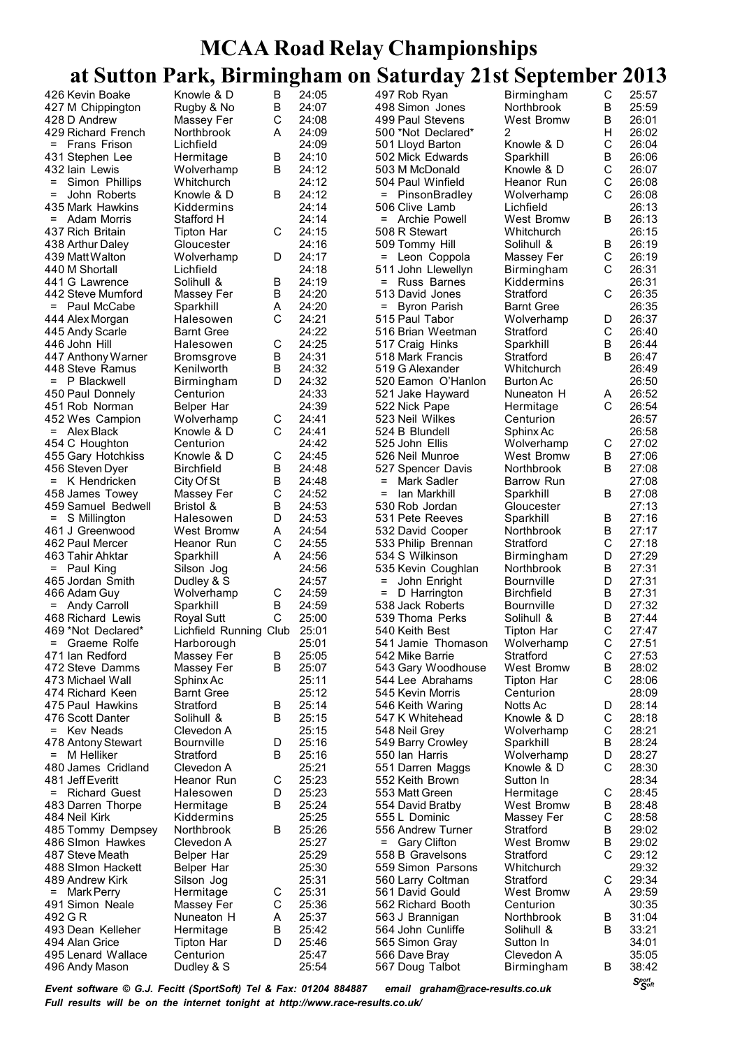# MCAA Road Relay Championships
# at Sutton Park, Birmingham on Saturday 21st September 2013

| | | | |
|---|---|---|---|
| 426 Kevin Boake | Knowle & D | B | 24:05 |
| 427 M Chippington | Rugby & No | B | 24:07 |
| 428 D Andrew | Massey Fer | C | 24:08 |
| 429 Richard French | Northbrook | A | 24:09 |
| = Frans Frison | Lichfield | | 24:09 |
| 431 Stephen Lee | Hermitage | B | 24:10 |
| 432 Iain Lewis | Wolverhamp | B | 24:12 |
| = Simon Phillips | Whitchurch | | 24:12 |
| = John Roberts | Knowle & D | B | 24:12 |
| 435 Mark Hawkins | Kiddermins | | 24:14 |
| = Adam Morris | Stafford H | | 24:14 |
| 437 Rich Britain | Tipton Har | C | 24:15 |
| 438 Arthur Daley | Gloucester | | 24:16 |
| 439 Matt Walton | Wolverhamp | D | 24:17 |
| 440 M Shortall | Lichfield | | 24:18 |
| 441 G Lawrence | Solihull & | B | 24:19 |
| 442 Steve Mumford | Massey Fer | B | 24:20 |
| = Paul McCabe | Sparkhill | A | 24:20 |
| 444 Alex Morgan | Halesowen | C | 24:21 |
| 445 Andy Scarle | Barnt Gree | | 24:22 |
| 446 John Hill | Halesowen | C | 24:25 |
| 447 Anthony Warner | Bromsgrove | B | 24:31 |
| 448 Steve Ramus | Kenilworth | B | 24:32 |
| = P Blackwell | Birmingham | D | 24:32 |
| 450 Paul Donnely | Centurion | | 24:33 |
| 451 Rob Norman | Belper Har | | 24:39 |
| 452 Wes Campion | Wolverhamp | C | 24:41 |
| = Alex Black | Knowle & D | C | 24:41 |
| 454 C Houghton | Centurion | | 24:42 |
| 455 Gary Hotchkiss | Knowle & D | C | 24:45 |
| 456 Steven Dyer | Birchfield | B | 24:48 |
| = K Hendricken | City Of St | B | 24:48 |
| 458 James Towey | Massey Fer | C | 24:52 |
| 459 Samuel Bedwell | Bristol & | B | 24:53 |
| = S Millington | Halesowen | D | 24:53 |
| 461 J Greenwood | West Bromw | A | 24:54 |
| 462 Paul Mercer | Heanor Run | C | 24:55 |
| 463 Tahir Ahktar | Sparkhill | A | 24:56 |
| = Paul King | Silson Jog | | 24:56 |
| 465 Jordan Smith | Dudley & S | | 24:57 |
| 466 Adam Guy | Wolverhamp | C | 24:59 |
| = Andy Carroll | Sparkhill | B | 24:59 |
| 468 Richard Lewis | Royal Sutt | C | 25:00 |
| 469 *Not Declared* | Lichfield Running Club | | 25:01 |
| = Graeme Rolfe | Harborough | | 25:01 |
| 471 Ian Redford | Massey Fer | B | 25:05 |
| 472 Steve Damms | Massey Fer | B | 25:07 |
| 473 Michael Wall | Sphinx Ac | | 25:11 |
| 474 Richard Keen | Barnt Gree | | 25:12 |
| 475 Paul Hawkins | Stratford | B | 25:14 |
| 476 Scott Danter | Solihull & | B | 25:15 |
| = Kev Neads | Clevedon A | | 25:15 |
| 478 Antony Stewart | Bournville | D | 25:16 |
| = M Helliker | Stratford | B | 25:16 |
| 480 James Cridland | Clevedon A | | 25:21 |
| 481 Jeff Everitt | Heanor Run | C | 25:23 |
| = Richard Guest | Halesowen | D | 25:23 |
| 483 Darren Thorpe | Hermitage | B | 25:24 |
| 484 Neil Kirk | Kiddermins | | 25:25 |
| 485 Tommy Dempsey | Northbrook | B | 25:26 |
| 486 SImon Hawkes | Clevedon A | | 25:27 |
| 487 Steve Meath | Belper Har | | 25:29 |
| 488 SImon Hackett | Belper Har | | 25:30 |
| 489 Andrew Kirk | Silson Jog | | 25:31 |
| = Mark Perry | Hermitage | C | 25:31 |
| 491 Simon Neale | Massey Fer | C | 25:36 |
| 492 G R | Nuneaton H | A | 25:37 |
| 493 Dean Kelleher | Hermitage | B | 25:42 |
| 494 Alan Grice | Tipton Har | D | 25:46 |
| 495 Lenard Wallace | Centurion | | 25:47 |
| 496 Andy Mason | Dudley & S | | 25:54 |
| 497 Rob Ryan | Birmingham | C | 25:57 |
| 498 Simon Jones | Northbrook | B | 25:59 |
| 499 Paul Stevens | West Bromw | B | 26:01 |
| 500 *Not Declared* | 2 | H | 26:02 |
| 501 Lloyd Barton | Knowle & D | C | 26:04 |
| 502 Mick Edwards | Sparkhill | B | 26:06 |
| 503 M McDonald | Knowle & D | C | 26:07 |
| 504 Paul Winfield | Heanor Run | C | 26:08 |
| = PinsonBradley | Wolverhamp | C | 26:08 |
| 506 Clive Lamb | Lichfield | | 26:13 |
| = Archie Powell | West Bromw | B | 26:13 |
| 508 R Stewart | Whitchurch | | 26:15 |
| 509 Tommy Hill | Solihull & | B | 26:19 |
| = Leon Coppola | Massey Fer | C | 26:19 |
| 511 John Llewellyn | Birmingham | C | 26:31 |
| = Russ Barnes | Kiddermins | | 26:31 |
| 513 David Jones | Stratford | C | 26:35 |
| = Byron Parish | Barnt Gree | | 26:35 |
| 515 Paul Tabor | Wolverhamp | D | 26:37 |
| 516 Brian Weetman | Stratford | C | 26:40 |
| 517 Craig Hinks | Sparkhill | B | 26:44 |
| 518 Mark Francis | Stratford | B | 26:47 |
| 519 G Alexander | Whitchurch | | 26:49 |
| 520 Eamon O'Hanlon | Burton Ac | | 26:50 |
| 521 Jake Hayward | Nuneaton H | A | 26:52 |
| 522 Nick Pape | Hermitage | C | 26:54 |
| 523 Neil Wilkes | Centurion | | 26:57 |
| 524 B Blundell | Sphinx Ac | | 26:58 |
| 525 John Ellis | Wolverhamp | C | 27:02 |
| 526 Neil Munroe | West Bromw | B | 27:06 |
| 527 Spencer Davis | Northbrook | B | 27:08 |
| = Mark Sadler | Barrow Run | | 27:08 |
| = Ian Markhill | Sparkhill | B | 27:08 |
| 530 Rob Jordan | Gloucester | | 27:13 |
| 531 Pete Reeves | Sparkhill | B | 27:16 |
| 532 David Cooper | Northbrook | B | 27:17 |
| 533 Philip Brennan | Stratford | C | 27:18 |
| 534 S Wilkinson | Birmingham | D | 27:29 |
| 535 Kevin Coughlan | Northbrook | B | 27:31 |
| = John Enright | Bournville | D | 27:31 |
| = D Harrington | Birchfield | B | 27:31 |
| 538 Jack Roberts | Bournville | D | 27:32 |
| 539 Thoma Perks | Solihull & | B | 27:44 |
| 540 Keith Best | Tipton Har | C | 27:47 |
| 541 Jamie Thomason | Wolverhamp | C | 27:51 |
| 542 Mike Barrie | Stratford | C | 27:53 |
| 543 Gary Woodhouse | West Bromw | B | 28:02 |
| 544 Lee Abrahams | Tipton Har | C | 28:06 |
| 545 Kevin Morris | Centurion | | 28:09 |
| 546 Keith Waring | Notts Ac | D | 28:14 |
| 547 K Whitehead | Knowle & D | C | 28:18 |
| 548 Neil Grey | Wolverhamp | C | 28:21 |
| 549 Barry Crowley | Sparkhill | B | 28:24 |
| 550 Ian Harris | Wolverhamp | D | 28:27 |
| 551 Darren Maggs | Knowle & D | C | 28:30 |
| 552 Keith Brown | Sutton In | | 28:34 |
| 553 Matt Green | Hermitage | C | 28:45 |
| 554 David Bratby | West Bromw | B | 28:48 |
| 555 L Dominic | Massey Fer | C | 28:58 |
| 556 Andrew Turner | Stratford | B | 29:02 |
| = Gary Clifton | West Bromw | B | 29:02 |
| 558 B Gravelsons | Stratford | C | 29:12 |
| 559 Simon Parsons | Whitchurch | | 29:32 |
| 560 Larry Coltman | Stratford | C | 29:34 |
| 561 David Gould | West Bromw | A | 29:59 |
| 562 Richard Booth | Centurion | | 30:35 |
| 563 J Brannigan | Northbrook | B | 31:04 |
| 564 John Cunliffe | Solihull & | B | 33:21 |
| 565 Simon Gray | Sutton In | | 34:01 |
| 566 Dave Bray | Clevedon A | | 35:05 |
| 567 Doug Talbot | Birmingham | B | 38:42 |

*Event software © G.J. Fecitt (SportSoft) Tel & Fax: 01204 884887 email graham@race-results.co.uk*
*Full results will be on the internet tonight at http://www.race-results.co.uk/*